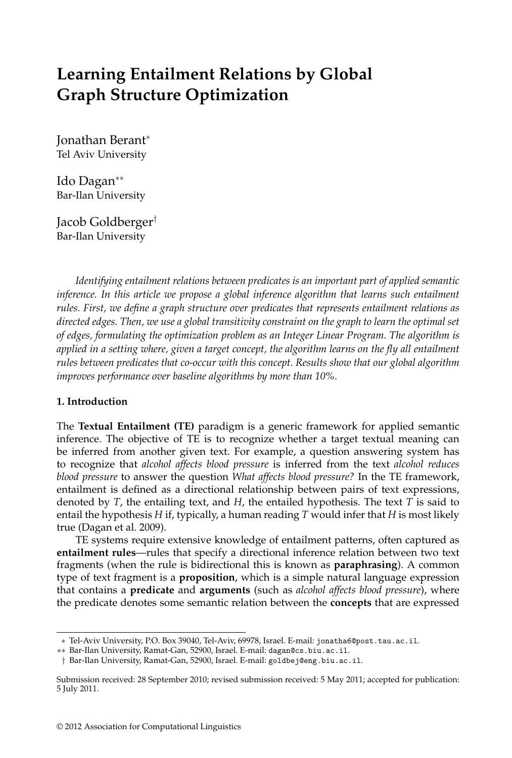# Learning Entailment Relations by Global Graph Structure Optimization

Jonathan Berant[∗]
Tel Aviv University

Ido Dagan[∗∗]
Bar-Ilan University

Jacob Goldberger[†]
Bar-Ilan University

*Identifying entailment relations between predicates is an important part of applied semantic inference. In this article we propose a global inference algorithm that learns such entailment rules. First, we define a graph structure over predicates that represents entailment relations as directed edges. Then, we use a global transitivity constraint on the graph to learn the optimal set of edges, formulating the optimization problem as an Integer Linear Program. The algorithm is applied in a setting where, given a target concept, the algorithm learns on the fly all entailment rules between predicates that co-occur with this concept. Results show that our global algorithm improves performance over baseline algorithms by more than 10%.*

## 1. Introduction

The **Textual Entailment (TE)** paradigm is a generic framework for applied semantic inference. The objective of TE is to recognize whether a target textual meaning can be inferred from another given text. For example, a question answering system has to recognize that *alcohol affects blood pressure* is inferred from the text *alcohol reduces blood pressure* to answer the question *What affects blood pressure?* In the TE framework, entailment is defined as a directional relationship between pairs of text expressions, denoted by *T*, the entailing text, and *H*, the entailed hypothesis. The text *T* is said to entail the hypothesis *H* if, typically, a human reading *T* would infer that *H* is most likely true (Dagan et al. 2009).

TE systems require extensive knowledge of entailment patterns, often captured as **entailment rules**—rules that specify a directional inference relation between two text fragments (when the rule is bidirectional this is known as **paraphrasing**). A common type of text fragment is a **proposition**, which is a simple natural language expression that contains a **predicate** and **arguments** (such as *alcohol affects blood pressure*), where the predicate denotes some semantic relation between the **concepts** that are expressed

---

∗ Tel-Aviv University, P.O. Box 39040, Tel-Aviv, 69978, Israel. E-mail: jonatha6@post.tau.ac.il.
∗∗ Bar-Ilan University, Ramat-Gan, 52900, Israel. E-mail: dagan@cs.biu.ac.il.
† Bar-Ilan University, Ramat-Gan, 52900, Israel. E-mail: goldbej@eng.biu.ac.il.

Submission received: 28 September 2010; revised submission received: 5 May 2011; accepted for publication: 5 July 2011.

© 2012 Association for Computational Linguistics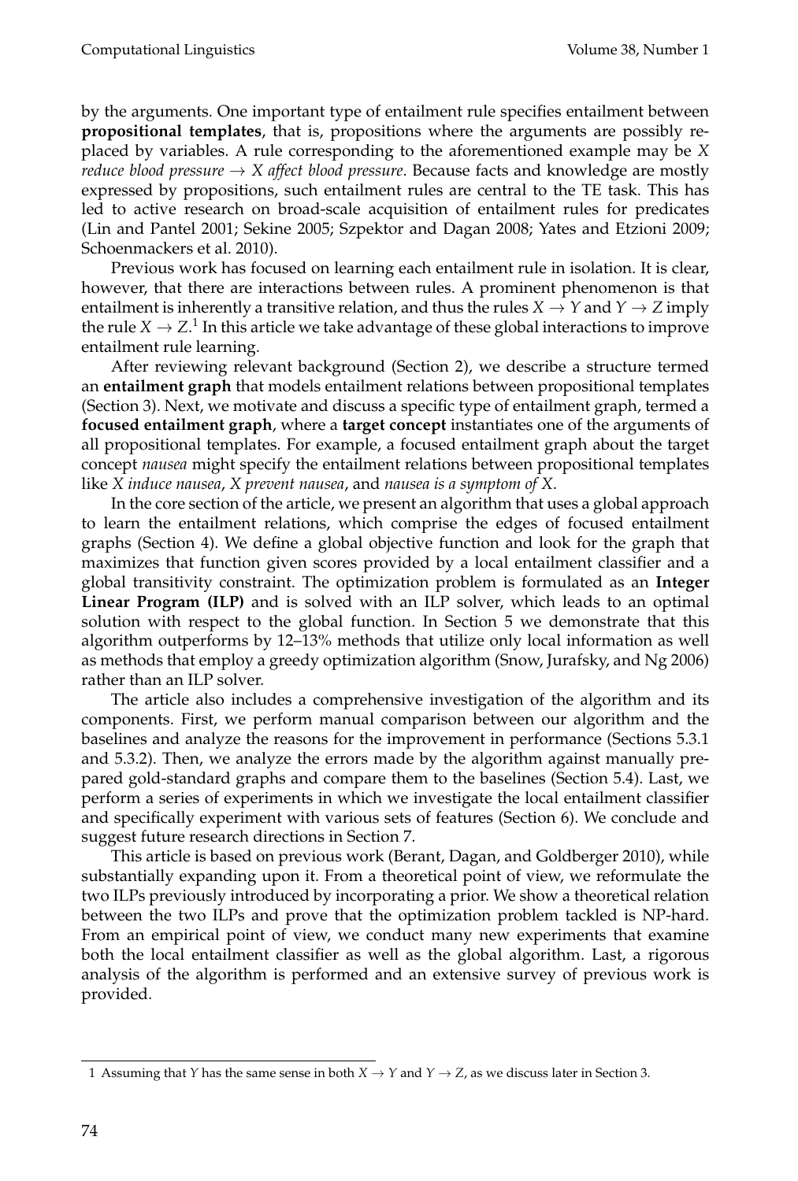by the arguments. One important type of entailment rule specifies entailment between **propositional templates**, that is, propositions where the arguments are possibly replaced by variables. A rule corresponding to the aforementioned example may be *X reduce blood pressure* $\rightarrow$ *X affect blood pressure*. Because facts and knowledge are mostly expressed by propositions, such entailment rules are central to the TE task. This has led to active research on broad-scale acquisition of entailment rules for predicates (Lin and Pantel 2001; Sekine 2005; Szpektor and Dagan 2008; Yates and Etzioni 2009; Schoenmackers et al. 2010).

Previous work has focused on learning each entailment rule in isolation. It is clear, however, that there are interactions between rules. A prominent phenomenon is that entailment is inherently a transitive relation, and thus the rules $X \rightarrow Y$ and $Y \rightarrow Z$ imply the rule $X \rightarrow Z$.[1] In this article we take advantage of these global interactions to improve entailment rule learning.

After reviewing relevant background (Section 2), we describe a structure termed an **entailment graph** that models entailment relations between propositional templates (Section 3). Next, we motivate and discuss a specific type of entailment graph, termed a **focused entailment graph**, where a **target concept** instantiates one of the arguments of all propositional templates. For example, a focused entailment graph about the target concept *nausea* might specify the entailment relations between propositional templates like *X induce nausea*, *X prevent nausea*, and *nausea is a symptom of X*.

In the core section of the article, we present an algorithm that uses a global approach to learn the entailment relations, which comprise the edges of focused entailment graphs (Section 4). We define a global objective function and look for the graph that maximizes that function given scores provided by a local entailment classifier and a global transitivity constraint. The optimization problem is formulated as an **Integer Linear Program (ILP)** and is solved with an ILP solver, which leads to an optimal solution with respect to the global function. In Section 5 we demonstrate that this algorithm outperforms by 12–13% methods that utilize only local information as well as methods that employ a greedy optimization algorithm (Snow, Jurafsky, and Ng 2006) rather than an ILP solver.

The article also includes a comprehensive investigation of the algorithm and its components. First, we perform manual comparison between our algorithm and the baselines and analyze the reasons for the improvement in performance (Sections 5.3.1 and 5.3.2). Then, we analyze the errors made by the algorithm against manually prepared gold-standard graphs and compare them to the baselines (Section 5.4). Last, we perform a series of experiments in which we investigate the local entailment classifier and specifically experiment with various sets of features (Section 6). We conclude and suggest future research directions in Section 7.

This article is based on previous work (Berant, Dagan, and Goldberger 2010), while substantially expanding upon it. From a theoretical point of view, we reformulate the two ILPs previously introduced by incorporating a prior. We show a theoretical relation between the two ILPs and prove that the optimization problem tackled is NP-hard. From an empirical point of view, we conduct many new experiments that examine both the local entailment classifier as well as the global algorithm. Last, a rigorous analysis of the algorithm is performed and an extensive survey of previous work is provided.

---

[1] Assuming that $Y$ has the same sense in both $X \rightarrow Y$ and $Y \rightarrow Z$, as we discuss later in Section 3.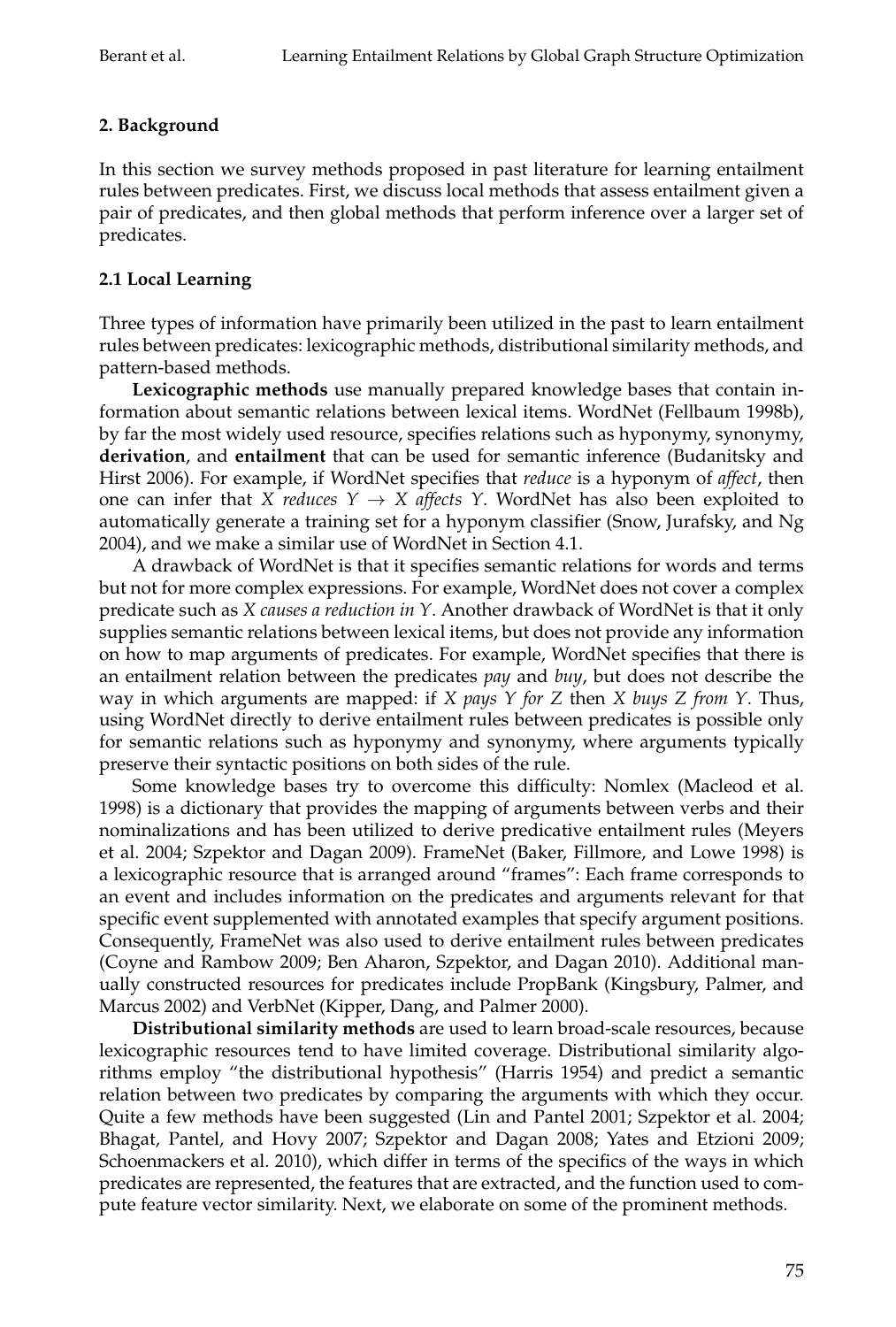## 2. Background

In this section we survey methods proposed in past literature for learning entailment rules between predicates. First, we discuss local methods that assess entailment given a pair of predicates, and then global methods that perform inference over a larger set of predicates.

### 2.1 Local Learning

Three types of information have primarily been utilized in the past to learn entailment rules between predicates: lexicographic methods, distributional similarity methods, and pattern-based methods.

**Lexicographic methods** use manually prepared knowledge bases that contain information about semantic relations between lexical items. WordNet (Fellbaum 1998b), by far the most widely used resource, specifies relations such as hyponymy, synonymy, **derivation**, and **entailment** that can be used for semantic inference (Budanitsky and Hirst 2006). For example, if WordNet specifies that *reduce* is a hyponym of *affect*, then one can infer that *X reduces Y* $\rightarrow$ *X affects Y*. WordNet has also been exploited to automatically generate a training set for a hyponym classifier (Snow, Jurafsky, and Ng 2004), and we make a similar use of WordNet in Section 4.1.

A drawback of WordNet is that it specifies semantic relations for words and terms but not for more complex expressions. For example, WordNet does not cover a complex predicate such as *X causes a reduction in Y*. Another drawback of WordNet is that it only supplies semantic relations between lexical items, but does not provide any information on how to map arguments of predicates. For example, WordNet specifies that there is an entailment relation between the predicates *pay* and *buy*, but does not describe the way in which arguments are mapped: if *X pays Y for Z* then *X buys Z from Y*. Thus, using WordNet directly to derive entailment rules between predicates is possible only for semantic relations such as hyponymy and synonymy, where arguments typically preserve their syntactic positions on both sides of the rule.

Some knowledge bases try to overcome this difficulty: Nomlex (Macleod et al. 1998) is a dictionary that provides the mapping of arguments between verbs and their nominalizations and has been utilized to derive predicative entailment rules (Meyers et al. 2004; Szpektor and Dagan 2009). FrameNet (Baker, Fillmore, and Lowe 1998) is a lexicographic resource that is arranged around "frames": Each frame corresponds to an event and includes information on the predicates and arguments relevant for that specific event supplemented with annotated examples that specify argument positions. Consequently, FrameNet was also used to derive entailment rules between predicates (Coyne and Rambow 2009; Ben Aharon, Szpektor, and Dagan 2010). Additional manually constructed resources for predicates include PropBank (Kingsbury, Palmer, and Marcus 2002) and VerbNet (Kipper, Dang, and Palmer 2000).

**Distributional similarity methods** are used to learn broad-scale resources, because lexicographic resources tend to have limited coverage. Distributional similarity algorithms employ "the distributional hypothesis" (Harris 1954) and predict a semantic relation between two predicates by comparing the arguments with which they occur. Quite a few methods have been suggested (Lin and Pantel 2001; Szpektor et al. 2004; Bhagat, Pantel, and Hovy 2007; Szpektor and Dagan 2008; Yates and Etzioni 2009; Schoenmackers et al. 2010), which differ in terms of the specifics of the ways in which predicates are represented, the features that are extracted, and the function used to compute feature vector similarity. Next, we elaborate on some of the prominent methods.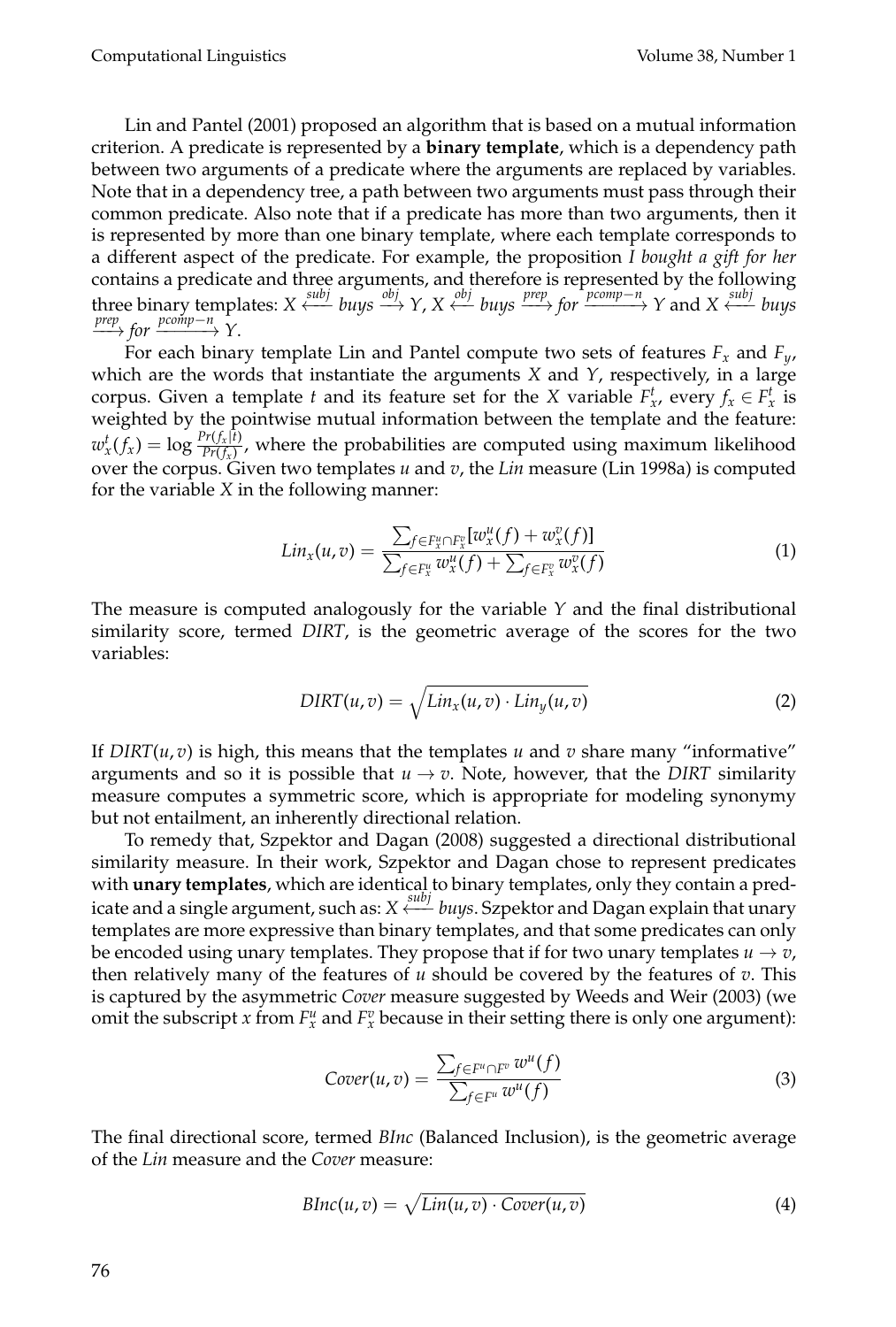Lin and Pantel (2001) proposed an algorithm that is based on a mutual information criterion. A predicate is represented by a **binary template**, which is a dependency path between two arguments of a predicate where the arguments are replaced by variables. Note that in a dependency tree, a path between two arguments must pass through their common predicate. Also note that if a predicate has more than two arguments, then it is represented by more than one binary template, where each template corresponds to a different aspect of the predicate. For example, the proposition *I bought a gift for her* contains a predicate and three arguments, and therefore is represented by the following three binary templates: $X \xleftarrow{subj} buys \xrightarrow{obj} Y$, $X \xleftarrow{obj} buys \xrightarrow{prep} for \xrightarrow{pcomp-n} Y$ and $X \xleftarrow{subj} buys \xrightarrow{prep} for \xrightarrow{pcomp-n} Y$.

For each binary template Lin and Pantel compute two sets of features $F_x$ and $F_y$, which are the words that instantiate the arguments $X$ and $Y$, respectively, in a large corpus. Given a template $t$ and its feature set for the $X$ variable $F^t_x$, every $f_x \in F^t_x$ is weighted by the pointwise mutual information between the template and the feature: $w^t_x(f_x) = \log \frac{Pr(f_x|t)}{Pr(f_x)}$, where the probabilities are computed using maximum likelihood over the corpus. Given two templates $u$ and $v$, the *Lin* measure (Lin 1998a) is computed for the variable $X$ in the following manner:

$$Lin_x(u,v) = \frac{\sum_{f \in F^u_x \cap F^v_x} [w^u_x(f) + w^v_x(f)]}{\sum_{f \in F^u_x} w^u_x(f) + \sum_{f \in F^v_x} w^v_x(f)} \tag{1}$$

The measure is computed analogously for the variable $Y$ and the final distributional similarity score, termed *DIRT*, is the geometric average of the scores for the two variables:

$$DIRT(u,v) = \sqrt{Lin_x(u,v) \cdot Lin_y(u,v)} \tag{2}$$

If $DIRT(u,v)$ is high, this means that the templates $u$ and $v$ share many "informative" arguments and so it is possible that $u \rightarrow v$. Note, however, that the *DIRT* similarity measure computes a symmetric score, which is appropriate for modeling synonymy but not entailment, an inherently directional relation.

To remedy that, Szpektor and Dagan (2008) suggested a directional distributional similarity measure. In their work, Szpektor and Dagan chose to represent predicates with **unary templates**, which are identical to binary templates, only they contain a predicate and a single argument, such as: $X \xleftarrow{subj} buys$. Szpektor and Dagan explain that unary templates are more expressive than binary templates, and that some predicates can only be encoded using unary templates. They propose that if for two unary templates $u \rightarrow v$, then relatively many of the features of $u$ should be covered by the features of $v$. This is captured by the asymmetric *Cover* measure suggested by Weeds and Weir (2003) (we omit the subscript $x$ from $F^u_x$ and $F^v_x$ because in their setting there is only one argument):

$$Cover(u,v) = \frac{\sum_{f \in F^u \cap F^v} w^u(f)}{\sum_{f \in F^u} w^u(f)} \tag{3}$$

The final directional score, termed *BInc* (Balanced Inclusion), is the geometric average of the *Lin* measure and the *Cover* measure:

$$BInc(u,v) = \sqrt{Lin(u,v) \cdot Cover(u,v)} \tag{4}$$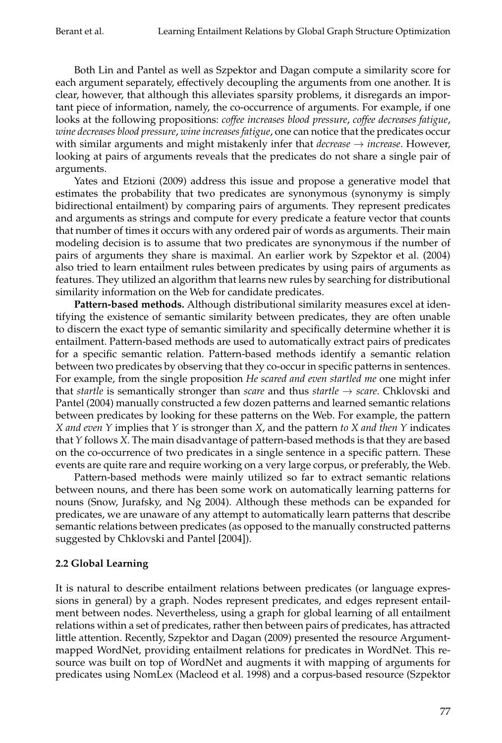Both Lin and Pantel as well as Szpektor and Dagan compute a similarity score for each argument separately, effectively decoupling the arguments from one another. It is clear, however, that although this alleviates sparsity problems, it disregards an important piece of information, namely, the co-occurrence of arguments. For example, if one looks at the following propositions: *coffee increases blood pressure*, *coffee decreases fatigue*, *wine decreases blood pressure*, *wine increases fatigue*, one can notice that the predicates occur with similar arguments and might mistakenly infer that *decrease* $\rightarrow$ *increase*. However, looking at pairs of arguments reveals that the predicates do not share a single pair of arguments.

Yates and Etzioni (2009) address this issue and propose a generative model that estimates the probability that two predicates are synonymous (synonymy is simply bidirectional entailment) by comparing pairs of arguments. They represent predicates and arguments as strings and compute for every predicate a feature vector that counts that number of times it occurs with any ordered pair of words as arguments. Their main modeling decision is to assume that two predicates are synonymous if the number of pairs of arguments they share is maximal. An earlier work by Szpektor et al. (2004) also tried to learn entailment rules between predicates by using pairs of arguments as features. They utilized an algorithm that learns new rules by searching for distributional similarity information on the Web for candidate predicates.

**Pattern-based methods.** Although distributional similarity measures excel at identifying the existence of semantic similarity between predicates, they are often unable to discern the exact type of semantic similarity and specifically determine whether it is entailment. Pattern-based methods are used to automatically extract pairs of predicates for a specific semantic relation. Pattern-based methods identify a semantic relation between two predicates by observing that they co-occur in specific patterns in sentences. For example, from the single proposition *He scared and even startled me* one might infer that *startle* is semantically stronger than *scare* and thus *startle* $\rightarrow$ *scare*. Chklovski and Pantel (2004) manually constructed a few dozen patterns and learned semantic relations between predicates by looking for these patterns on the Web. For example, the pattern *X and even Y* implies that *Y* is stronger than *X*, and the pattern *to X and then Y* indicates that *Y* follows *X*. The main disadvantage of pattern-based methods is that they are based on the co-occurrence of two predicates in a single sentence in a specific pattern. These events are quite rare and require working on a very large corpus, or preferably, the Web.

Pattern-based methods were mainly utilized so far to extract semantic relations between nouns, and there has been some work on automatically learning patterns for nouns (Snow, Jurafsky, and Ng 2004). Although these methods can be expanded for predicates, we are unaware of any attempt to automatically learn patterns that describe semantic relations between predicates (as opposed to the manually constructed patterns suggested by Chklovski and Pantel [2004]).

### 2.2 Global Learning

It is natural to describe entailment relations between predicates (or language expressions in general) by a graph. Nodes represent predicates, and edges represent entailment between nodes. Nevertheless, using a graph for global learning of all entailment relations within a set of predicates, rather then between pairs of predicates, has attracted little attention. Recently, Szpektor and Dagan (2009) presented the resource Argument-mapped WordNet, providing entailment relations for predicates in WordNet. This resource was built on top of WordNet and augments it with mapping of arguments for predicates using NomLex (Macleod et al. 1998) and a corpus-based resource (Szpektor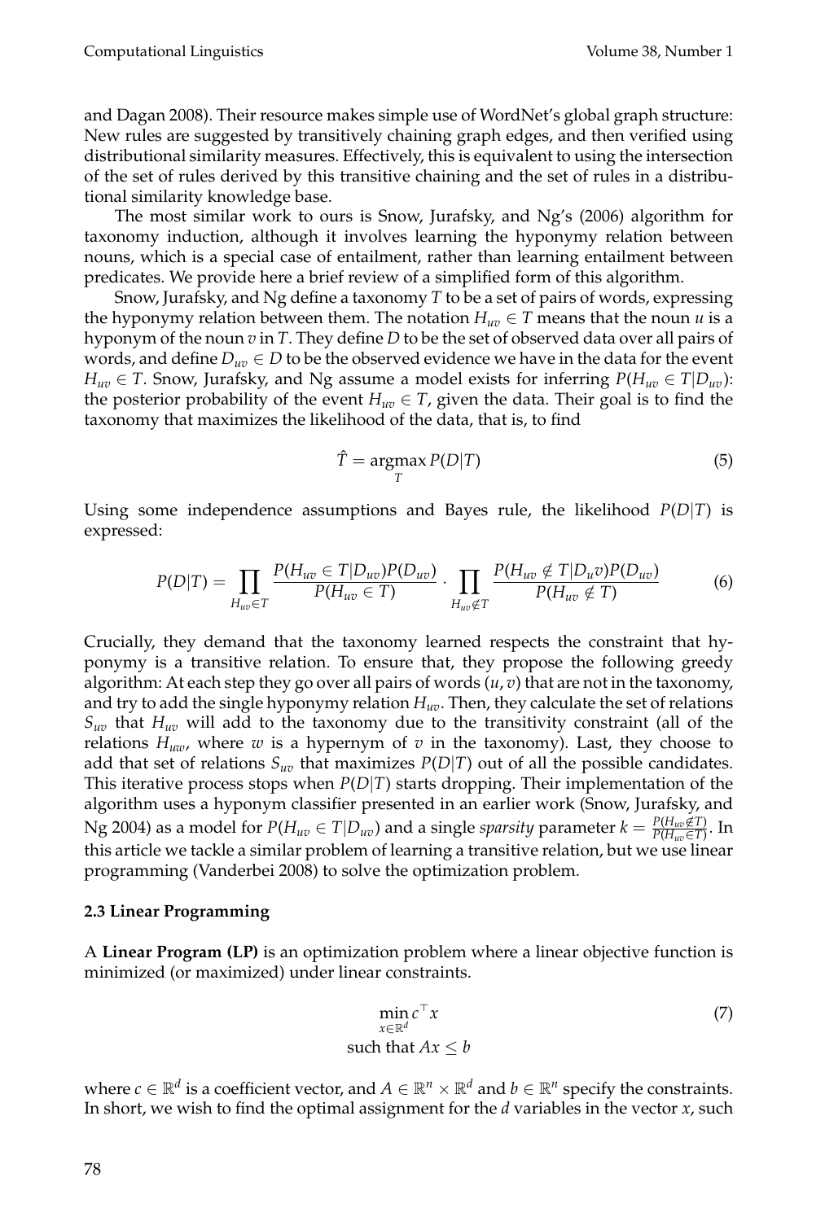and Dagan 2008). Their resource makes simple use of WordNet's global graph structure: New rules are suggested by transitively chaining graph edges, and then verified using distributional similarity measures. Effectively, this is equivalent to using the intersection of the set of rules derived by this transitive chaining and the set of rules in a distributional similarity knowledge base.

The most similar work to ours is Snow, Jurafsky, and Ng's (2006) algorithm for taxonomy induction, although it involves learning the hyponymy relation between nouns, which is a special case of entailment, rather than learning entailment between predicates. We provide here a brief review of a simplified form of this algorithm.

Snow, Jurafsky, and Ng define a taxonomy $T$ to be a set of pairs of words, expressing the hyponymy relation between them. The notation $H_{uv} \in T$ means that the noun $u$ is a hyponym of the noun $v$ in $T$. They define $D$ to be the set of observed data over all pairs of words, and define $D_{uv} \in D$ to be the observed evidence we have in the data for the event $H_{uv} \in T$. Snow, Jurafsky, and Ng assume a model exists for inferring $P(H_{uv} \in T | D_{uv})$: the posterior probability of the event $H_{uv} \in T$, given the data. Their goal is to find the taxonomy that maximizes the likelihood of the data, that is, to find

$$\hat{T} = \operatorname*{argmax}_{T} P(D|T) \tag{5}$$

Using some independence assumptions and Bayes rule, the likelihood $P(D|T)$ is expressed:

$$P(D|T) = \prod_{H_{uv} \in T} \frac{P(H_{uv} \in T | D_{uv}) P(D_{uv})}{P(H_{uv} \in T)} \cdot \prod_{H_{uv} \notin T} \frac{P(H_{uv} \notin T | D_{u}v) P(D_{uv})}{P(H_{uv} \notin T)} \tag{6}$$

Crucially, they demand that the taxonomy learned respects the constraint that hyponymy is a transitive relation. To ensure that, they propose the following greedy algorithm: At each step they go over all pairs of words $(u, v)$ that are not in the taxonomy, and try to add the single hyponymy relation $H_{uv}$. Then, they calculate the set of relations $S_{uv}$ that $H_{uv}$ will add to the taxonomy due to the transitivity constraint (all of the relations $H_{uw}$, where $w$ is a hypernym of $v$ in the taxonomy). Last, they choose to add that set of relations $S_{uv}$ that maximizes $P(D|T)$ out of all the possible candidates. This iterative process stops when $P(D|T)$ starts dropping. Their implementation of the algorithm uses a hyponym classifier presented in an earlier work (Snow, Jurafsky, and Ng 2004) as a model for $P(H_{uv} \in T | D_{uv})$ and a single *sparsity* parameter $k = \frac{P(H_{uv} \notin T)}{P(H_{uv} \in T)}$. In this article we tackle a similar problem of learning a transitive relation, but we use linear programming (Vanderbei 2008) to solve the optimization problem.

### 2.3 Linear Programming

A **Linear Program (LP)** is an optimization problem where a linear objective function is minimized (or maximized) under linear constraints.

$$\begin{gathered} \min_{x \in \mathbb{R}^d} c^\top x \\ \text{such that } Ax \leq b \end{gathered} \tag{7}$$

where $c \in \mathbb{R}^d$ is a coefficient vector, and $A \in \mathbb{R}^n \times \mathbb{R}^d$ and $b \in \mathbb{R}^n$ specify the constraints. In short, we wish to find the optimal assignment for the $d$ variables in the vector $x$, such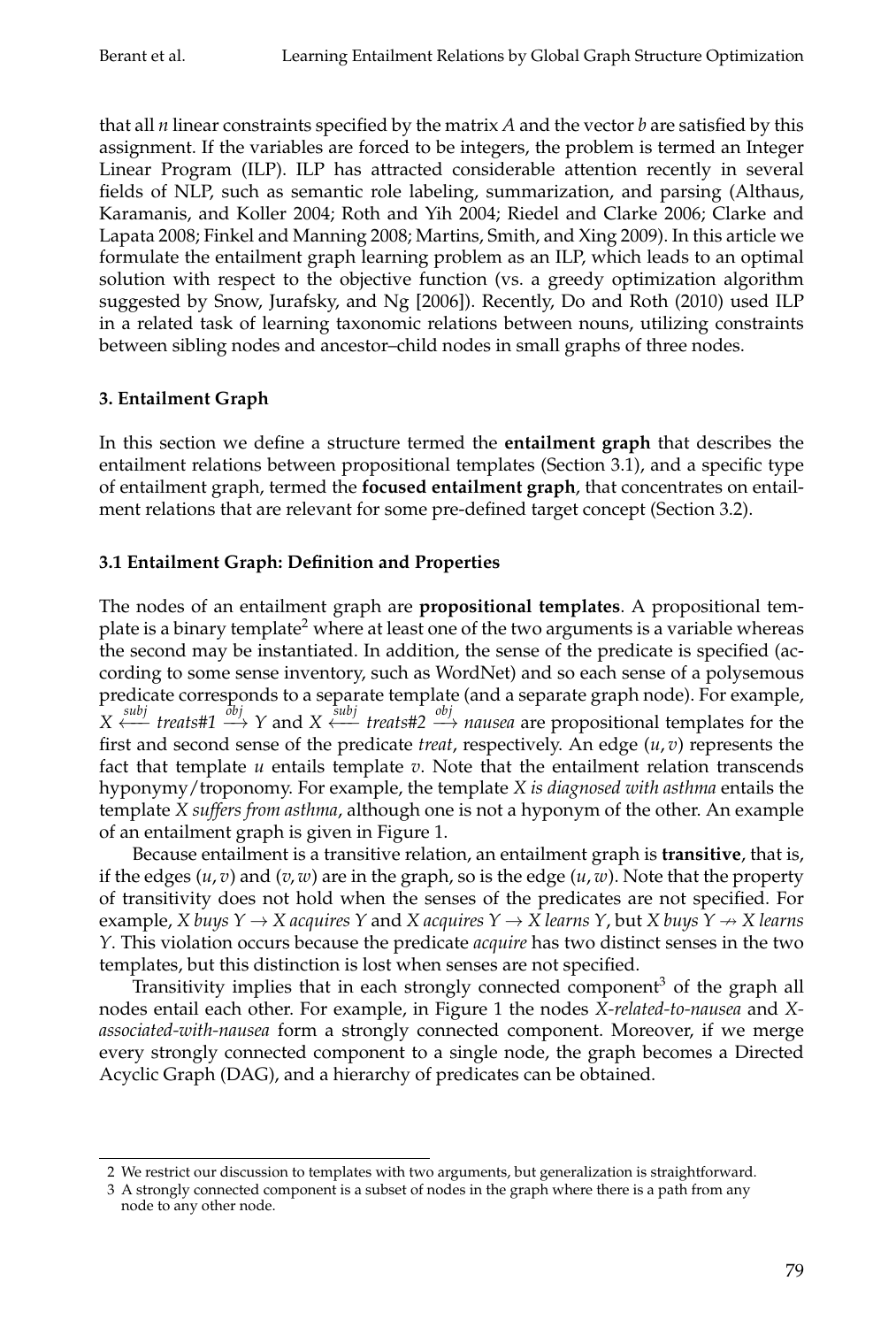that $n$ linear constraints specified by the matrix $A$ and the vector $b$ are satisfied by this assignment. If the variables are forced to be integers, the problem is termed an Integer Linear Program (ILP). ILP has attracted considerable attention recently in several fields of NLP, such as semantic role labeling, summarization, and parsing (Althaus, Karamanis, and Koller 2004; Roth and Yih 2004; Riedel and Clarke 2006; Clarke and Lapata 2008; Finkel and Manning 2008; Martins, Smith, and Xing 2009). In this article we formulate the entailment graph learning problem as an ILP, which leads to an optimal solution with respect to the objective function (vs. a greedy optimization algorithm suggested by Snow, Jurafsky, and Ng [2006]). Recently, Do and Roth (2010) used ILP in a related task of learning taxonomic relations between nouns, utilizing constraints between sibling nodes and ancestor–child nodes in small graphs of three nodes.

## 3. Entailment Graph

In this section we define a structure termed the **entailment graph** that describes the entailment relations between propositional templates (Section 3.1), and a specific type of entailment graph, termed the **focused entailment graph**, that concentrates on entailment relations that are relevant for some pre-defined target concept (Section 3.2).

### 3.1 Entailment Graph: Definition and Properties

The nodes of an entailment graph are **propositional templates**. A propositional template is a binary template[2] where at least one of the two arguments is a variable whereas the second may be instantiated. In addition, the sense of the predicate is specified (according to some sense inventory, such as WordNet) and so each sense of a polysemous predicate corresponds to a separate template (and a separate graph node). For example, $X \xleftarrow{subj}$ *treats#1* $\xrightarrow{obj} Y$ and $X \xleftarrow{subj}$ *treats#2* $\xrightarrow{obj}$ *nausea* are propositional templates for the first and second sense of the predicate *treat*, respectively. An edge $(u, v)$ represents the fact that template $u$ entails template $v$. Note that the entailment relation transcends hyponymy/troponomy. For example, the template *X is diagnosed with asthma* entails the template *X suffers from asthma*, although one is not a hyponym of the other. An example of an entailment graph is given in Figure 1.

Because entailment is a transitive relation, an entailment graph is **transitive**, that is, if the edges $(u, v)$ and $(v, w)$ are in the graph, so is the edge $(u, w)$. Note that the property of transitivity does not hold when the senses of the predicates are not specified. For example, *X buys Y* $\rightarrow$ *X acquires Y* and *X acquires Y* $\rightarrow$ *X learns Y*, but *X buys Y* $\nrightarrow$ *X learns Y*. This violation occurs because the predicate *acquire* has two distinct senses in the two templates, but this distinction is lost when senses are not specified.

Transitivity implies that in each strongly connected component[3] of the graph all nodes entail each other. For example, in Figure 1 the nodes *X-related-to-nausea* and *X-associated-with-nausea* form a strongly connected component. Moreover, if we merge every strongly connected component to a single node, the graph becomes a Directed Acyclic Graph (DAG), and a hierarchy of predicates can be obtained.

---

2 We restrict our discussion to templates with two arguments, but generalization is straightforward.

3 A strongly connected component is a subset of nodes in the graph where there is a path from any node to any other node.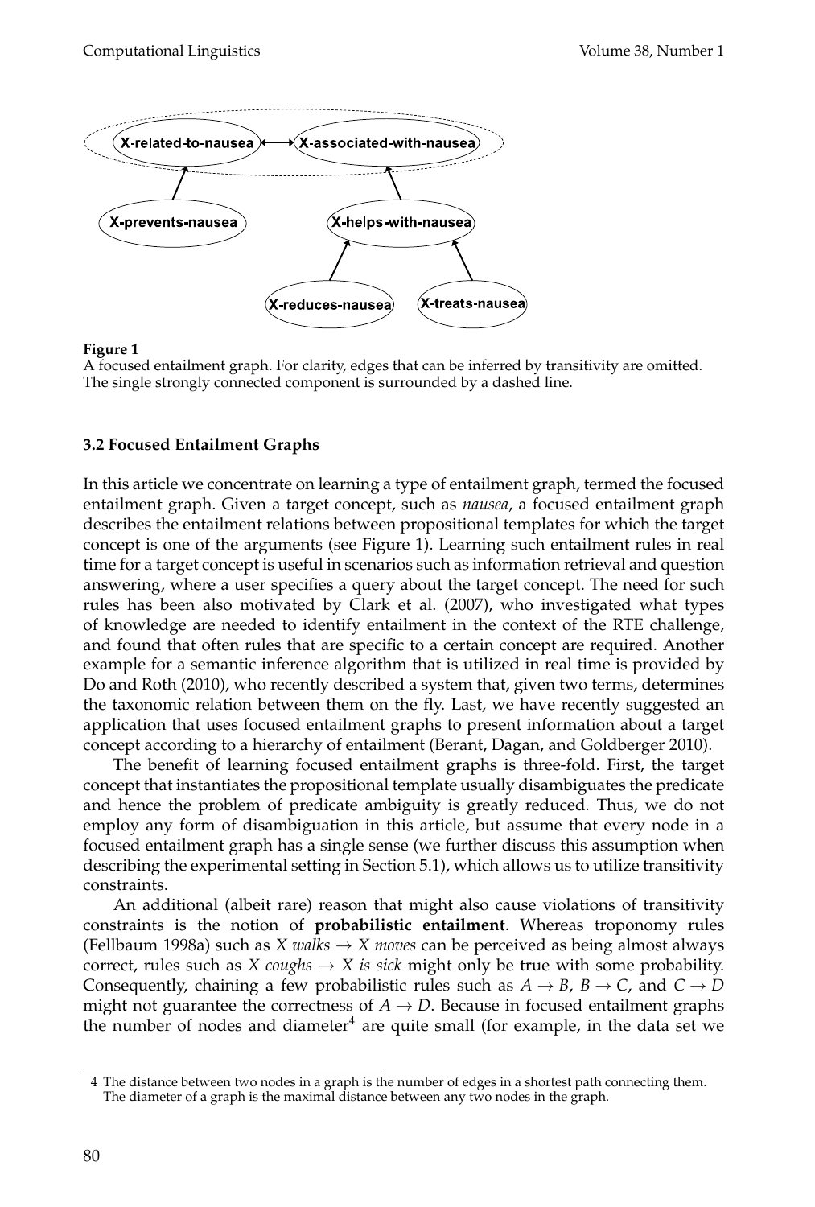**Figure 1**
A focused entailment graph. For clarity, edges that can be inferred by transitivity are omitted. The single strongly connected component is surrounded by a dashed line.

### 3.2 Focused Entailment Graphs

In this article we concentrate on learning a type of entailment graph, termed the focused entailment graph. Given a target concept, such as *nausea*, a focused entailment graph describes the entailment relations between propositional templates for which the target concept is one of the arguments (see Figure 1). Learning such entailment rules in real time for a target concept is useful in scenarios such as information retrieval and question answering, where a user specifies a query about the target concept. The need for such rules has been also motivated by Clark et al. (2007), who investigated what types of knowledge are needed to identify entailment in the context of the RTE challenge, and found that often rules that are specific to a certain concept are required. Another example for a semantic inference algorithm that is utilized in real time is provided by Do and Roth (2010), who recently described a system that, given two terms, determines the taxonomic relation between them on the fly. Last, we have recently suggested an application that uses focused entailment graphs to present information about a target concept according to a hierarchy of entailment (Berant, Dagan, and Goldberger 2010).

The benefit of learning focused entailment graphs is three-fold. First, the target concept that instantiates the propositional template usually disambiguates the predicate and hence the problem of predicate ambiguity is greatly reduced. Thus, we do not employ any form of disambiguation in this article, but assume that every node in a focused entailment graph has a single sense (we further discuss this assumption when describing the experimental setting in Section 5.1), which allows us to utilize transitivity constraints.

An additional (albeit rare) reason that might also cause violations of transitivity constraints is the notion of **probabilistic entailment**. Whereas troponomy rules (Fellbaum 1998a) such as *X walks* $\rightarrow$ *X moves* can be perceived as being almost always correct, rules such as *X coughs* $\rightarrow$ *X is sick* might only be true with some probability. Consequently, chaining a few probabilistic rules such as $A \rightarrow B$, $B \rightarrow C$, and $C \rightarrow D$ might not guarantee the correctness of $A \rightarrow D$. Because in focused entailment graphs the number of nodes and diameter[4] are quite small (for example, in the data set we

4 The distance between two nodes in a graph is the number of edges in a shortest path connecting them. The diameter of a graph is the maximal distance between any two nodes in the graph.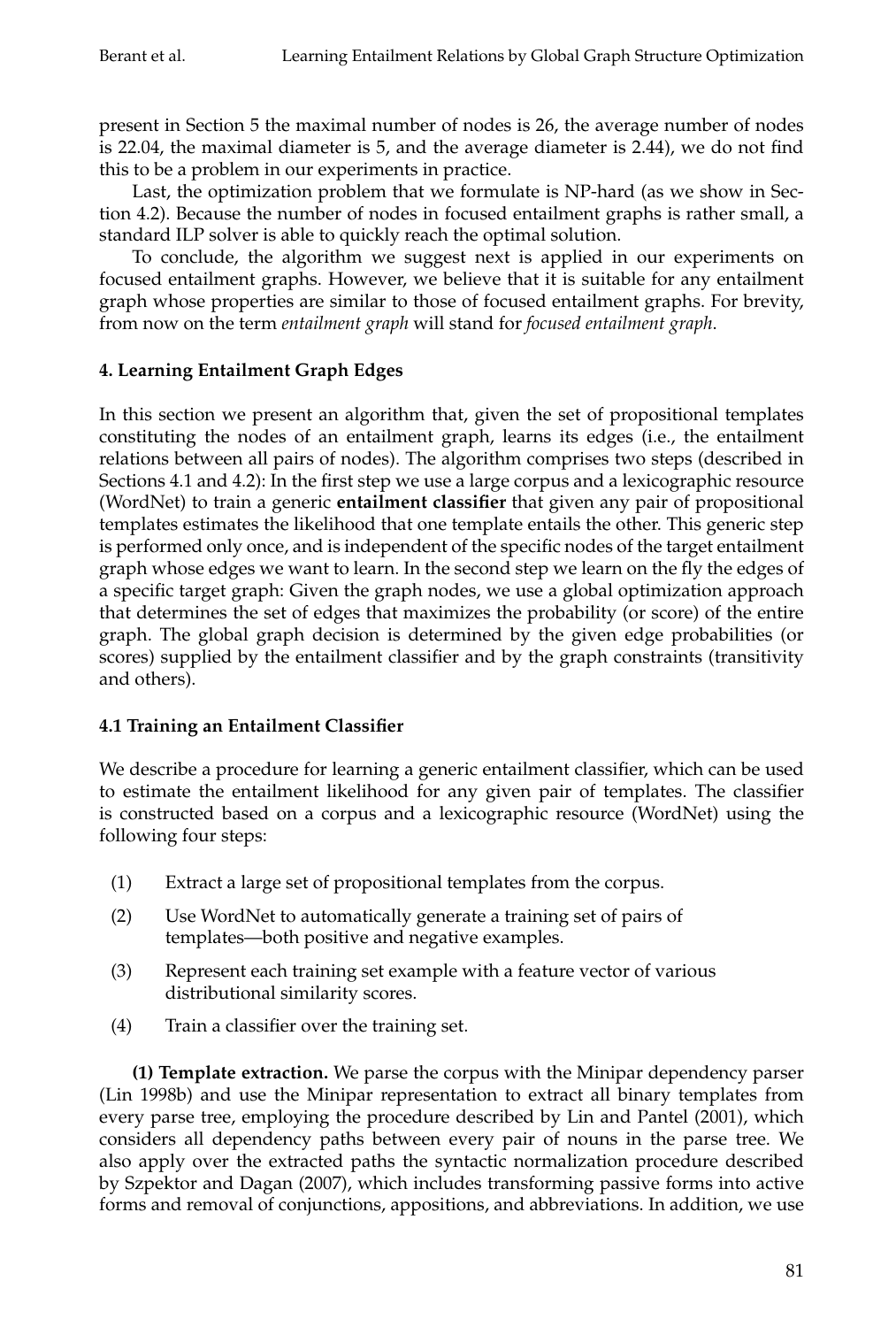present in Section 5 the maximal number of nodes is 26, the average number of nodes is 22.04, the maximal diameter is 5, and the average diameter is 2.44), we do not find this to be a problem in our experiments in practice.

Last, the optimization problem that we formulate is NP-hard (as we show in Section 4.2). Because the number of nodes in focused entailment graphs is rather small, a standard ILP solver is able to quickly reach the optimal solution.

To conclude, the algorithm we suggest next is applied in our experiments on focused entailment graphs. However, we believe that it is suitable for any entailment graph whose properties are similar to those of focused entailment graphs. For brevity, from now on the term *entailment graph* will stand for *focused entailment graph*.

## 4. Learning Entailment Graph Edges

In this section we present an algorithm that, given the set of propositional templates constituting the nodes of an entailment graph, learns its edges (i.e., the entailment relations between all pairs of nodes). The algorithm comprises two steps (described in Sections 4.1 and 4.2): In the first step we use a large corpus and a lexicographic resource (WordNet) to train a generic **entailment classifier** that given any pair of propositional templates estimates the likelihood that one template entails the other. This generic step is performed only once, and is independent of the specific nodes of the target entailment graph whose edges we want to learn. In the second step we learn on the fly the edges of a specific target graph: Given the graph nodes, we use a global optimization approach that determines the set of edges that maximizes the probability (or score) of the entire graph. The global graph decision is determined by the given edge probabilities (or scores) supplied by the entailment classifier and by the graph constraints (transitivity and others).

### 4.1 Training an Entailment Classifier

We describe a procedure for learning a generic entailment classifier, which can be used to estimate the entailment likelihood for any given pair of templates. The classifier is constructed based on a corpus and a lexicographic resource (WordNet) using the following four steps:

(1) Extract a large set of propositional templates from the corpus.

(2) Use WordNet to automatically generate a training set of pairs of templates—both positive and negative examples.

(3) Represent each training set example with a feature vector of various distributional similarity scores.

(4) Train a classifier over the training set.

**(1) Template extraction.** We parse the corpus with the Minipar dependency parser (Lin 1998b) and use the Minipar representation to extract all binary templates from every parse tree, employing the procedure described by Lin and Pantel (2001), which considers all dependency paths between every pair of nouns in the parse tree. We also apply over the extracted paths the syntactic normalization procedure described by Szpektor and Dagan (2007), which includes transforming passive forms into active forms and removal of conjunctions, appositions, and abbreviations. In addition, we use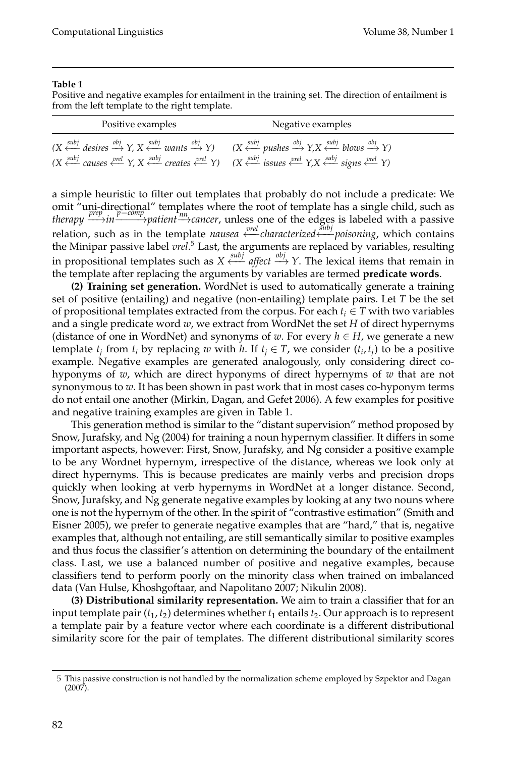**Table 1**

Positive and negative examples for entailment in the training set. The direction of entailment is from the left template to the right template.

| Positive examples | Negative examples |
|---|---|
| $(X \xleftarrow{subj} desires \xrightarrow{obj} Y, X \xleftarrow{subj} wants \xrightarrow{obj} Y)$ | $(X \xleftarrow{subj} pushes \xrightarrow{obj} Y, X \xleftarrow{subj} blows \xrightarrow{obj} Y)$ |
| $(X \xleftarrow{subj} causes \xleftarrow{vrel} Y, X \xleftarrow{subj} creates \xleftarrow{vrel} Y)$ | $(X \xleftarrow{subj} issues \xleftarrow{vrel} Y, X \xleftarrow{subj} signs \xleftarrow{vrel} Y)$ |

a simple heuristic to filter out templates that probably do not include a predicate: We omit "uni-directional" templates where the root of template has a single child, such as *therapy* $\xrightarrow{prep}$ *in* $\xrightarrow{p-comp}$ *patient* $\xrightarrow{nn}$ *cancer*, unless one of the edges is labeled with a passive relation, such as in the template *nausea* $\xleftarrow{vrel}$ *characterized* $\xleftarrow{subj}$ *poisoning*, which contains the Minipar passive label *vrel*.[5] Last, the arguments are replaced by variables, resulting in propositional templates such as $X \xleftarrow{subj} affect \xrightarrow{obj} Y$. The lexical items that remain in the template after replacing the arguments by variables are termed **predicate words**.

**(2) Training set generation.** WordNet is used to automatically generate a training set of positive (entailing) and negative (non-entailing) template pairs. Let $T$ be the set of propositional templates extracted from the corpus. For each $t_i \in T$ with two variables and a single predicate word $w$, we extract from WordNet the set $H$ of direct hypernyms (distance of one in WordNet) and synonyms of $w$. For every $h \in H$, we generate a new template $t_j$ from $t_i$ by replacing $w$ with $h$. If $t_j \in T$, we consider $(t_i, t_j)$ to be a positive example. Negative examples are generated analogously, only considering direct co-hyponyms of $w$, which are direct hyponyms of direct hypernyms of $w$ that are not synonymous to $w$. It has been shown in past work that in most cases co-hyponym terms do not entail one another (Mirkin, Dagan, and Gefet 2006). A few examples for positive and negative training examples are given in Table 1.

This generation method is similar to the "distant supervision" method proposed by Snow, Jurafsky, and Ng (2004) for training a noun hypernym classifier. It differs in some important aspects, however: First, Snow, Jurafsky, and Ng consider a positive example to be any Wordnet hypernym, irrespective of the distance, whereas we look only at direct hypernyms. This is because predicates are mainly verbs and precision drops quickly when looking at verb hypernyms in WordNet at a longer distance. Second, Snow, Jurafsky, and Ng generate negative examples by looking at any two nouns where one is not the hypernym of the other. In the spirit of "contrastive estimation" (Smith and Eisner 2005), we prefer to generate negative examples that are "hard," that is, negative examples that, although not entailing, are still semantically similar to positive examples and thus focus the classifier's attention on determining the boundary of the entailment class. Last, we use a balanced number of positive and negative examples, because classifiers tend to perform poorly on the minority class when trained on imbalanced data (Van Hulse, Khoshgoftaar, and Napolitano 2007; Nikulin 2008).

**(3) Distributional similarity representation.** We aim to train a classifier that for an input template pair $(t_1, t_2)$ determines whether $t_1$ entails $t_2$. Our approach is to represent a template pair by a feature vector where each coordinate is a different distributional similarity score for the pair of templates. The different distributional similarity scores

[5] This passive construction is not handled by the normalization scheme employed by Szpektor and Dagan (2007).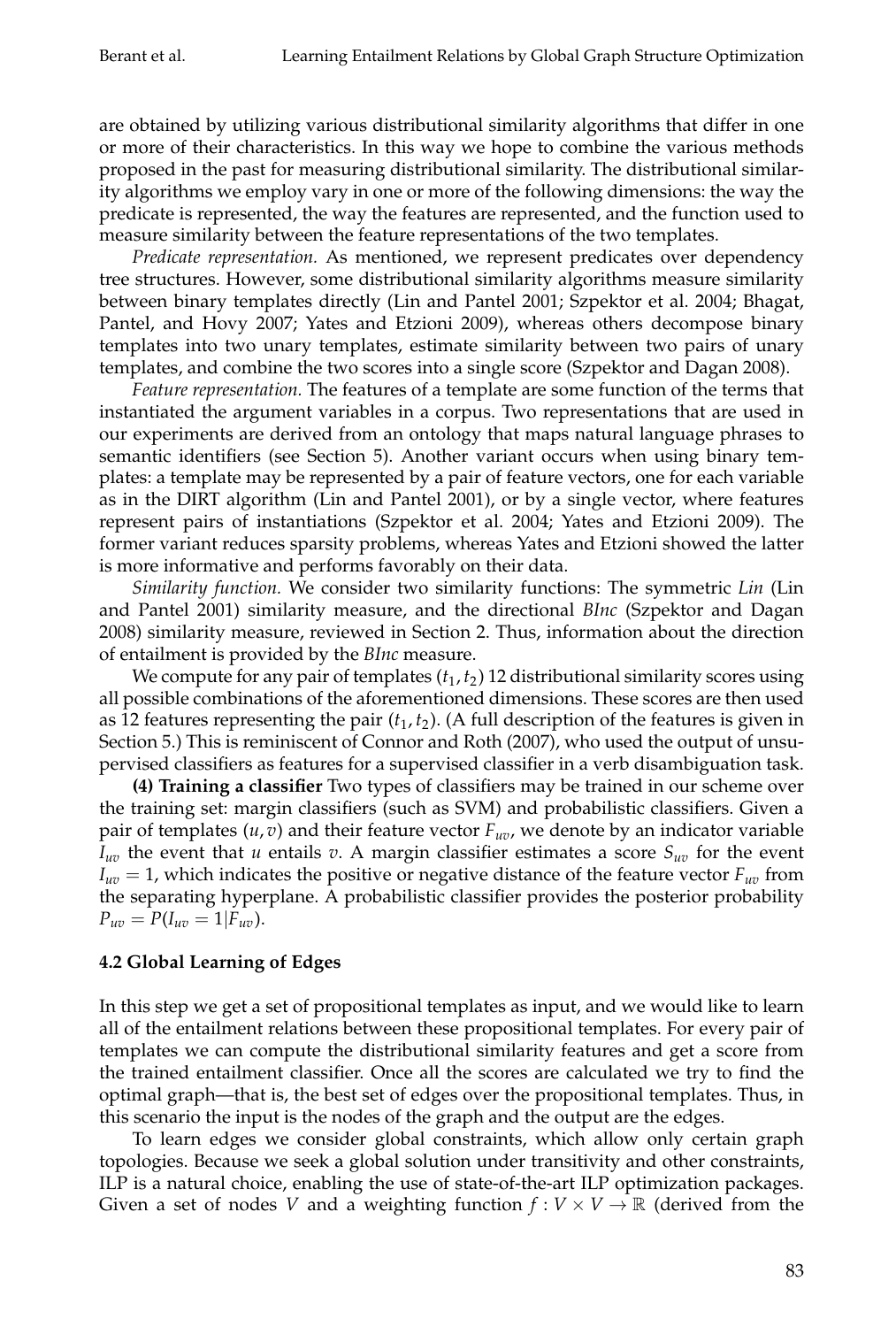are obtained by utilizing various distributional similarity algorithms that differ in one or more of their characteristics. In this way we hope to combine the various methods proposed in the past for measuring distributional similarity. The distributional similarity algorithms we employ vary in one or more of the following dimensions: the way the predicate is represented, the way the features are represented, and the function used to measure similarity between the feature representations of the two templates.

*Predicate representation.* As mentioned, we represent predicates over dependency tree structures. However, some distributional similarity algorithms measure similarity between binary templates directly (Lin and Pantel 2001; Szpektor et al. 2004; Bhagat, Pantel, and Hovy 2007; Yates and Etzioni 2009), whereas others decompose binary templates into two unary templates, estimate similarity between two pairs of unary templates, and combine the two scores into a single score (Szpektor and Dagan 2008).

*Feature representation.* The features of a template are some function of the terms that instantiated the argument variables in a corpus. Two representations that are used in our experiments are derived from an ontology that maps natural language phrases to semantic identifiers (see Section 5). Another variant occurs when using binary templates: a template may be represented by a pair of feature vectors, one for each variable as in the DIRT algorithm (Lin and Pantel 2001), or by a single vector, where features represent pairs of instantiations (Szpektor et al. 2004; Yates and Etzioni 2009). The former variant reduces sparsity problems, whereas Yates and Etzioni showed the latter is more informative and performs favorably on their data.

*Similarity function.* We consider two similarity functions: The symmetric *Lin* (Lin and Pantel 2001) similarity measure, and the directional *BInc* (Szpektor and Dagan 2008) similarity measure, reviewed in Section 2. Thus, information about the direction of entailment is provided by the *BInc* measure.

We compute for any pair of templates $(t_1, t_2)$ 12 distributional similarity scores using all possible combinations of the aforementioned dimensions. These scores are then used as 12 features representing the pair $(t_1, t_2)$. (A full description of the features is given in Section 5.) This is reminiscent of Connor and Roth (2007), who used the output of unsupervised classifiers as features for a supervised classifier in a verb disambiguation task.

**(4) Training a classifier** Two types of classifiers may be trained in our scheme over the training set: margin classifiers (such as SVM) and probabilistic classifiers. Given a pair of templates $(u, v)$ and their feature vector $F_{uv}$, we denote by an indicator variable $I_{uv}$ the event that $u$ entails $v$. A margin classifier estimates a score $S_{uv}$ for the event $I_{uv} = 1$, which indicates the positive or negative distance of the feature vector $F_{uv}$ from the separating hyperplane. A probabilistic classifier provides the posterior probability $P_{uv} = P(I_{uv} = 1|F_{uv})$.

### 4.2 Global Learning of Edges

In this step we get a set of propositional templates as input, and we would like to learn all of the entailment relations between these propositional templates. For every pair of templates we can compute the distributional similarity features and get a score from the trained entailment classifier. Once all the scores are calculated we try to find the optimal graph—that is, the best set of edges over the propositional templates. Thus, in this scenario the input is the nodes of the graph and the output are the edges.

To learn edges we consider global constraints, which allow only certain graph topologies. Because we seek a global solution under transitivity and other constraints, ILP is a natural choice, enabling the use of state-of-the-art ILP optimization packages. Given a set of nodes $V$ and a weighting function $f : V \times V \rightarrow \mathbb{R}$ (derived from the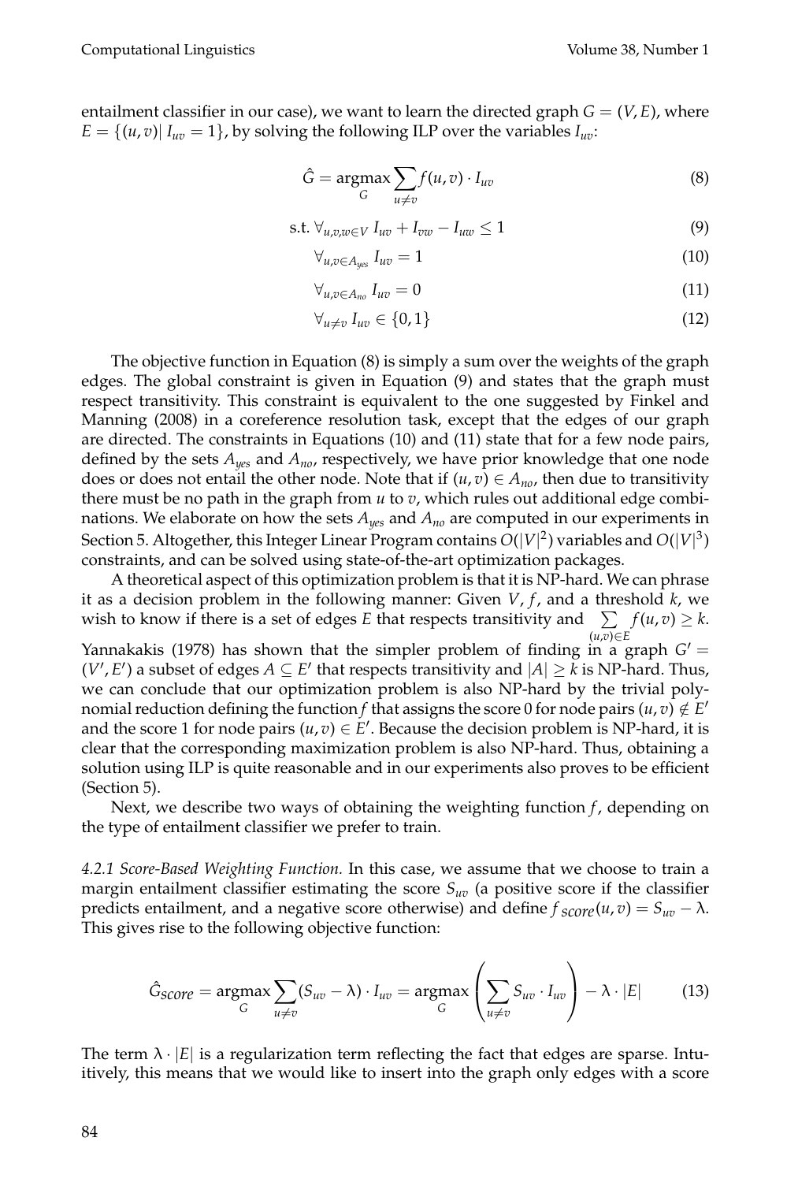entailment classifier in our case), we want to learn the directed graph $G = (V, E)$, where $E = \{(u, v)| I_{uv} = 1\}$, by solving the following ILP over the variables $I_{uv}$:

$$\hat{G} = \underset{G}{\operatorname{argmax}} \sum_{u \neq v} f(u, v) \cdot I_{uv} \tag{8}$$

$$\text{s.t. } \forall_{u,v,w \in V}\ I_{uv} + I_{vw} - I_{uw} \leq 1 \tag{9}$$

$$\forall_{u,v \in A_{yes}}\ I_{uv} = 1 \tag{10}$$

$$\forall_{u,v \in A_{no}}\ I_{uv} = 0 \tag{11}$$

$$\forall_{u \neq v}\ I_{uv} \in \{0, 1\} \tag{12}$$

The objective function in Equation (8) is simply a sum over the weights of the graph edges. The global constraint is given in Equation (9) and states that the graph must respect transitivity. This constraint is equivalent to the one suggested by Finkel and Manning (2008) in a coreference resolution task, except that the edges of our graph are directed. The constraints in Equations (10) and (11) state that for a few node pairs, defined by the sets $A_{yes}$ and $A_{no}$, respectively, we have prior knowledge that one node does or does not entail the other node. Note that if $(u, v) \in A_{no}$, then due to transitivity there must be no path in the graph from $u$ to $v$, which rules out additional edge combinations. We elaborate on how the sets $A_{yes}$ and $A_{no}$ are computed in our experiments in Section 5. Altogether, this Integer Linear Program contains $O(|V|^2)$ variables and $O(|V|^3)$ constraints, and can be solved using state-of-the-art optimization packages.

A theoretical aspect of this optimization problem is that it is NP-hard. We can phrase it as a decision problem in the following manner: Given $V$, $f$, and a threshold $k$, we wish to know if there is a set of edges $E$ that respects transitivity and $\sum_{(u,v) \in E} f(u, v) \geq k$. Yannakakis (1978) has shown that the simpler problem of finding in a graph $G' = (V', E')$ a subset of edges $A \subseteq E'$ that respects transitivity and $|A| \geq k$ is NP-hard. Thus, we can conclude that our optimization problem is also NP-hard by the trivial polynomial reduction defining the function $f$ that assigns the score 0 for node pairs $(u, v) \notin E'$ and the score 1 for node pairs $(u, v) \in E'$. Because the decision problem is NP-hard, it is clear that the corresponding maximization problem is also NP-hard. Thus, obtaining a solution using ILP is quite reasonable and in our experiments also proves to be efficient (Section 5).

Next, we describe two ways of obtaining the weighting function $f$, depending on the type of entailment classifier we prefer to train.

*4.2.1 Score-Based Weighting Function.* In this case, we assume that we choose to train a margin entailment classifier estimating the score $S_{uv}$ (a positive score if the classifier predicts entailment, and a negative score otherwise) and define $f_{score}(u, v) = S_{uv} - \lambda$. This gives rise to the following objective function:

$$\hat{G}_{score} = \underset{G}{\operatorname{argmax}} \sum_{u \neq v} (S_{uv} - \lambda) \cdot I_{uv} = \underset{G}{\operatorname{argmax}} \left( \sum_{u \neq v} S_{uv} \cdot I_{uv} \right) - \lambda \cdot |E| \tag{13}$$

The term $\lambda \cdot |E|$ is a regularization term reflecting the fact that edges are sparse. Intuitively, this means that we would like to insert into the graph only edges with a score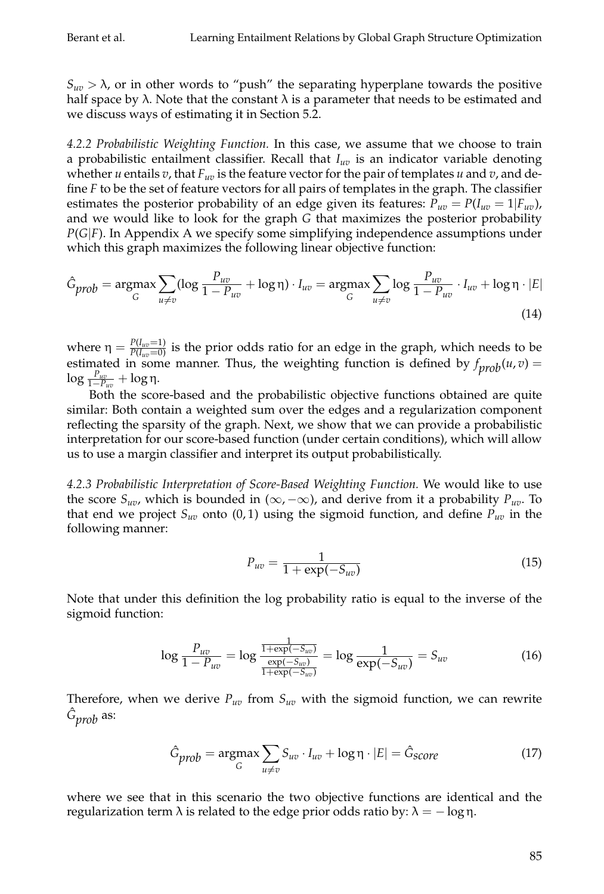$S_{uv} > \lambda$, or in other words to "push" the separating hyperplane towards the positive half space by $\lambda$. Note that the constant $\lambda$ is a parameter that needs to be estimated and we discuss ways of estimating it in Section 5.2.

*4.2.2 Probabilistic Weighting Function.* In this case, we assume that we choose to train a probabilistic entailment classifier. Recall that $I_{uv}$ is an indicator variable denoting whether $u$ entails $v$, that $F_{uv}$ is the feature vector for the pair of templates $u$ and $v$, and define $F$ to be the set of feature vectors for all pairs of templates in the graph. The classifier estimates the posterior probability of an edge given its features: $P_{uv} = P(I_{uv} = 1|F_{uv})$, and we would like to look for the graph $G$ that maximizes the posterior probability $P(G|F)$. In Appendix A we specify some simplifying independence assumptions under which this graph maximizes the following linear objective function:

$$\hat{G}_{prob} = \operatorname*{argmax}_G \sum_{u \neq v} (\log \frac{P_{uv}}{1 - P_{uv}} + \log \eta) \cdot I_{uv} = \operatorname*{argmax}_G \sum_{u \neq v} \log \frac{P_{uv}}{1 - P_{uv}} \cdot I_{uv} + \log \eta \cdot |E| \tag{14}$$

where $\eta = \frac{P(I_{uv}=1)}{P(I_{uv}=0)}$ is the prior odds ratio for an edge in the graph, which needs to be estimated in some manner. Thus, the weighting function is defined by $f_{prob}(u, v) = \log \frac{P_{uv}}{1-P_{uv}} + \log \eta$.

Both the score-based and the probabilistic objective functions obtained are quite similar: Both contain a weighted sum over the edges and a regularization component reflecting the sparsity of the graph. Next, we show that we can provide a probabilistic interpretation for our score-based function (under certain conditions), which will allow us to use a margin classifier and interpret its output probabilistically.

*4.2.3 Probabilistic Interpretation of Score-Based Weighting Function.* We would like to use the score $S_{uv}$, which is bounded in $(\infty, -\infty)$, and derive from it a probability $P_{uv}$. To that end we project $S_{uv}$ onto $(0, 1)$ using the sigmoid function, and define $P_{uv}$ in the following manner:

$$P_{uv} = \frac{1}{1 + \exp(-S_{uv})} \tag{15}$$

Note that under this definition the log probability ratio is equal to the inverse of the sigmoid function:

$$\log \frac{P_{uv}}{1 - P_{uv}} = \log \frac{\frac{1}{1+\exp(-S_{uv})}}{\frac{\exp(-S_{uv})}{1+\exp(-S_{uv})}} = \log \frac{1}{\exp(-S_{uv})} = S_{uv} \tag{16}$$

Therefore, when we derive $P_{uv}$ from $S_{uv}$ with the sigmoid function, we can rewrite $\hat{G}_{prob}$ as:

$$\hat{G}_{prob} = \operatorname*{argmax}_G \sum_{u \neq v} S_{uv} \cdot I_{uv} + \log \eta \cdot |E| = \hat{G}_{score} \tag{17}$$

where we see that in this scenario the two objective functions are identical and the regularization term $\lambda$ is related to the edge prior odds ratio by: $\lambda = -\log \eta$.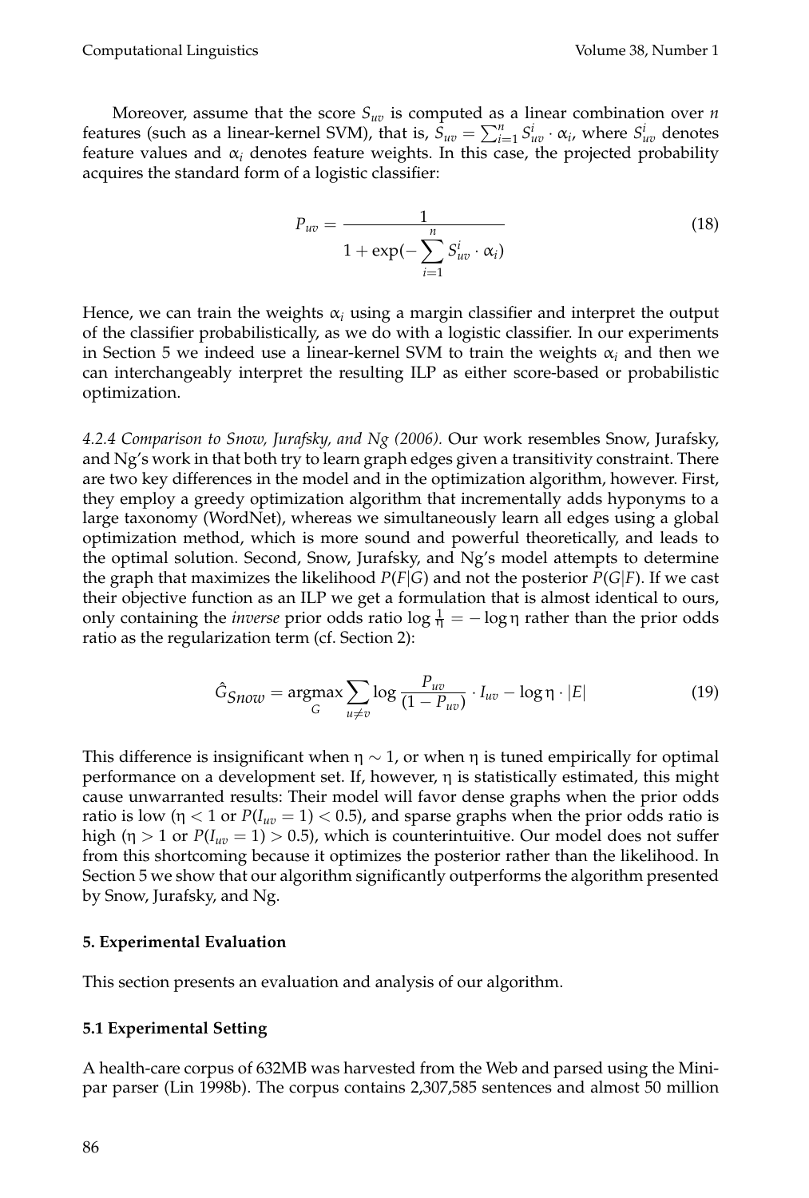Moreover, assume that the score $S_{uv}$ is computed as a linear combination over $n$ features (such as a linear-kernel SVM), that is, $S_{uv} = \sum_{i=1}^{n} S_{uv}^{i} \cdot \alpha_i$, where $S_{uv}^{i}$ denotes feature values and $\alpha_i$ denotes feature weights. In this case, the projected probability acquires the standard form of a logistic classifier:

$$P_{uv} = \frac{1}{1 + \exp(-\sum_{i=1}^{n} S_{uv}^{i} \cdot \alpha_i)} \tag{18}$$

Hence, we can train the weights $\alpha_i$ using a margin classifier and interpret the output of the classifier probabilistically, as we do with a logistic classifier. In our experiments in Section 5 we indeed use a linear-kernel SVM to train the weights $\alpha_i$ and then we can interchangeably interpret the resulting ILP as either score-based or probabilistic optimization.

*4.2.4 Comparison to Snow, Jurafsky, and Ng (2006).* Our work resembles Snow, Jurafsky, and Ng's work in that both try to learn graph edges given a transitivity constraint. There are two key differences in the model and in the optimization algorithm, however. First, they employ a greedy optimization algorithm that incrementally adds hyponyms to a large taxonomy (WordNet), whereas we simultaneously learn all edges using a global optimization method, which is more sound and powerful theoretically, and leads to the optimal solution. Second, Snow, Jurafsky, and Ng's model attempts to determine the graph that maximizes the likelihood $P(F|G)$ and not the posterior $P(G|F)$. If we cast their objective function as an ILP we get a formulation that is almost identical to ours, only containing the *inverse* prior odds ratio $\log \frac{1}{\eta} = -\log \eta$ rather than the prior odds ratio as the regularization term (cf. Section 2):

$$\hat{G}_{Snow} = \underset{G}{\operatorname{argmax}} \sum_{u \neq v} \log \frac{P_{uv}}{(1 - P_{uv})} \cdot I_{uv} - \log \eta \cdot |E| \tag{19}$$

This difference is insignificant when $\eta \sim 1$, or when $\eta$ is tuned empirically for optimal performance on a development set. If, however, $\eta$ is statistically estimated, this might cause unwarranted results: Their model will favor dense graphs when the prior odds ratio is low ($\eta < 1$ or $P(I_{uv} = 1) < 0.5$), and sparse graphs when the prior odds ratio is high ($\eta > 1$ or $P(I_{uv} = 1) > 0.5$), which is counterintuitive. Our model does not suffer from this shortcoming because it optimizes the posterior rather than the likelihood. In Section 5 we show that our algorithm significantly outperforms the algorithm presented by Snow, Jurafsky, and Ng.

## 5. Experimental Evaluation

This section presents an evaluation and analysis of our algorithm.

### 5.1 Experimental Setting

A health-care corpus of 632MB was harvested from the Web and parsed using the Minipar parser (Lin 1998b). The corpus contains 2,307,585 sentences and almost 50 million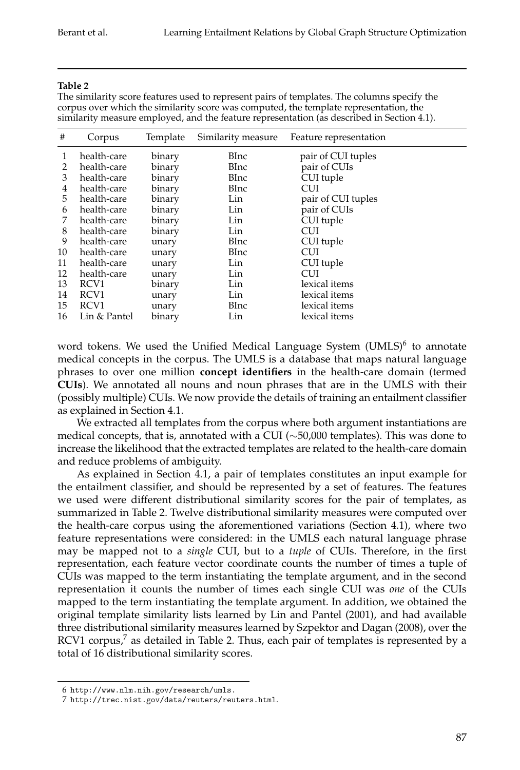**Table 2**

The similarity score features used to represent pairs of templates. The columns specify the corpus over which the similarity score was computed, the template representation, the similarity measure employed, and the feature representation (as described in Section 4.1).

| # | Corpus | Template | Similarity measure | Feature representation |
|---|---|---|---|---|
| 1 | health-care | binary | BInc | pair of CUI tuples |
| 2 | health-care | binary | BInc | pair of CUIs |
| 3 | health-care | binary | BInc | CUI tuple |
| 4 | health-care | binary | BInc | CUI |
| 5 | health-care | binary | Lin | pair of CUI tuples |
| 6 | health-care | binary | Lin | pair of CUIs |
| 7 | health-care | binary | Lin | CUI tuple |
| 8 | health-care | binary | Lin | CUI |
| 9 | health-care | unary | BInc | CUI tuple |
| 10 | health-care | unary | BInc | CUI |
| 11 | health-care | unary | Lin | CUI tuple |
| 12 | health-care | unary | Lin | CUI |
| 13 | RCV1 | binary | Lin | lexical items |
| 14 | RCV1 | unary | Lin | lexical items |
| 15 | RCV1 | unary | BInc | lexical items |
| 16 | Lin & Pantel | binary | Lin | lexical items |

word tokens. We used the Unified Medical Language System (UMLS)[6] to annotate medical concepts in the corpus. The UMLS is a database that maps natural language phrases to over one million **concept identifiers** in the health-care domain (termed **CUIs**). We annotated all nouns and noun phrases that are in the UMLS with their (possibly multiple) CUIs. We now provide the details of training an entailment classifier as explained in Section 4.1.

We extracted all templates from the corpus where both argument instantiations are medical concepts, that is, annotated with a CUI ($\sim$50,000 templates). This was done to increase the likelihood that the extracted templates are related to the health-care domain and reduce problems of ambiguity.

As explained in Section 4.1, a pair of templates constitutes an input example for the entailment classifier, and should be represented by a set of features. The features we used were different distributional similarity scores for the pair of templates, as summarized in Table 2. Twelve distributional similarity measures were computed over the health-care corpus using the aforementioned variations (Section 4.1), where two feature representations were considered: in the UMLS each natural language phrase may be mapped not to a *single* CUI, but to a *tuple* of CUIs. Therefore, in the first representation, each feature vector coordinate counts the number of times a tuple of CUIs was mapped to the term instantiating the template argument, and in the second representation it counts the number of times each single CUI was *one* of the CUIs mapped to the term instantiating the template argument. In addition, we obtained the original template similarity lists learned by Lin and Pantel (2001), and had available three distributional similarity measures learned by Szpektor and Dagan (2008), over the RCV1 corpus,[7] as detailed in Table 2. Thus, each pair of templates is represented by a total of 16 distributional similarity scores.

6 http://www.nlm.nih.gov/research/umls.

7 http://trec.nist.gov/data/reuters/reuters.html.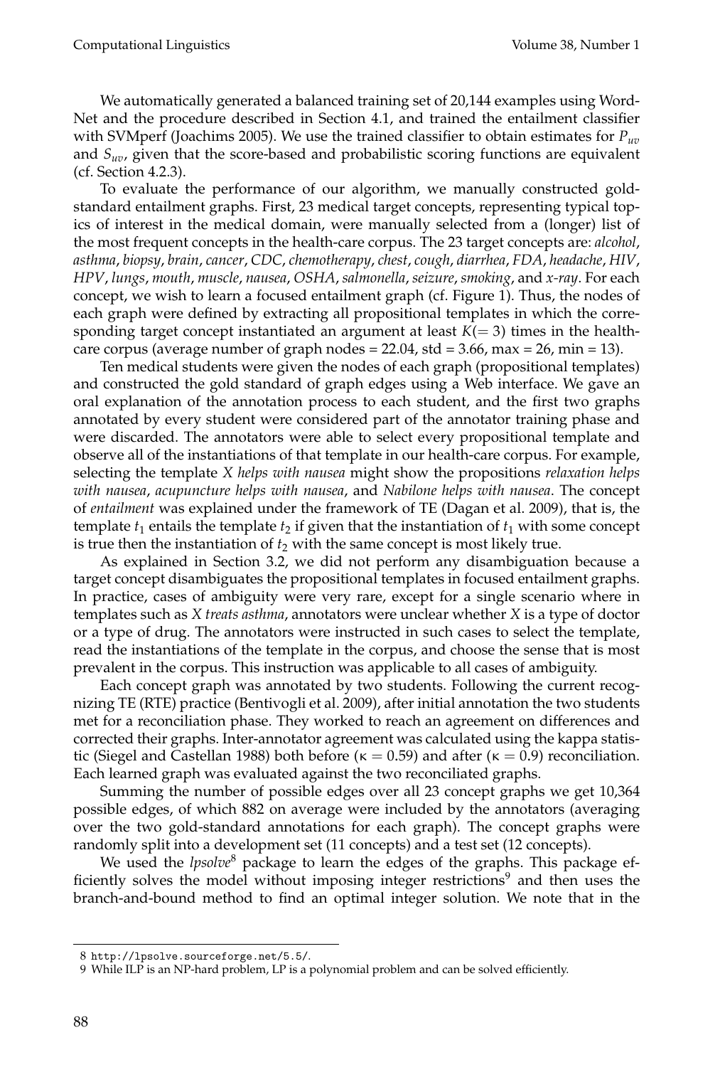We automatically generated a balanced training set of 20,144 examples using WordNet and the procedure described in Section 4.1, and trained the entailment classifier with SVMperf (Joachims 2005). We use the trained classifier to obtain estimates for $P_{uv}$ and $S_{uv}$, given that the score-based and probabilistic scoring functions are equivalent (cf. Section 4.2.3).

To evaluate the performance of our algorithm, we manually constructed gold-standard entailment graphs. First, 23 medical target concepts, representing typical topics of interest in the medical domain, were manually selected from a (longer) list of the most frequent concepts in the health-care corpus. The 23 target concepts are: *alcohol*, *asthma*, *biopsy*, *brain*, *cancer*, *CDC*, *chemotherapy*, *chest*, *cough*, *diarrhea*, *FDA*, *headache*, *HIV*, *HPV*, *lungs*, *mouth*, *muscle*, *nausea*, *OSHA*, *salmonella*, *seizure*, *smoking*, and *x-ray*. For each concept, we wish to learn a focused entailment graph (cf. Figure 1). Thus, the nodes of each graph were defined by extracting all propositional templates in which the corresponding target concept instantiated an argument at least $K(= 3)$ times in the health-care corpus (average number of graph nodes = 22.04, std = 3.66, max = 26, min = 13).

Ten medical students were given the nodes of each graph (propositional templates) and constructed the gold standard of graph edges using a Web interface. We gave an oral explanation of the annotation process to each student, and the first two graphs annotated by every student were considered part of the annotator training phase and were discarded. The annotators were able to select every propositional template and observe all of the instantiations of that template in our health-care corpus. For example, selecting the template *X helps with nausea* might show the propositions *relaxation helps with nausea*, *acupuncture helps with nausea*, and *Nabilone helps with nausea*. The concept of *entailment* was explained under the framework of TE (Dagan et al. 2009), that is, the template $t_1$ entails the template $t_2$ if given that the instantiation of $t_1$ with some concept is true then the instantiation of $t_2$ with the same concept is most likely true.

As explained in Section 3.2, we did not perform any disambiguation because a target concept disambiguates the propositional templates in focused entailment graphs. In practice, cases of ambiguity were very rare, except for a single scenario where in templates such as *X treats asthma*, annotators were unclear whether *X* is a type of doctor or a type of drug. The annotators were instructed in such cases to select the template, read the instantiations of the template in the corpus, and choose the sense that is most prevalent in the corpus. This instruction was applicable to all cases of ambiguity.

Each concept graph was annotated by two students. Following the current recognizing TE (RTE) practice (Bentivogli et al. 2009), after initial annotation the two students met for a reconciliation phase. They worked to reach an agreement on differences and corrected their graphs. Inter-annotator agreement was calculated using the kappa statistic (Siegel and Castellan 1988) both before ($\kappa = 0.59$) and after ($\kappa = 0.9$) reconciliation. Each learned graph was evaluated against the two reconciliated graphs.

Summing the number of possible edges over all 23 concept graphs we get 10,364 possible edges, of which 882 on average were included by the annotators (averaging over the two gold-standard annotations for each graph). The concept graphs were randomly split into a development set (11 concepts) and a test set (12 concepts).

We used the *lpsolve*[8] package to learn the edges of the graphs. This package efficiently solves the model without imposing integer restrictions[9] and then uses the branch-and-bound method to find an optimal integer solution. We note that in the

8 http://lpsolve.sourceforge.net/5.5/.

9 While ILP is an NP-hard problem, LP is a polynomial problem and can be solved efficiently.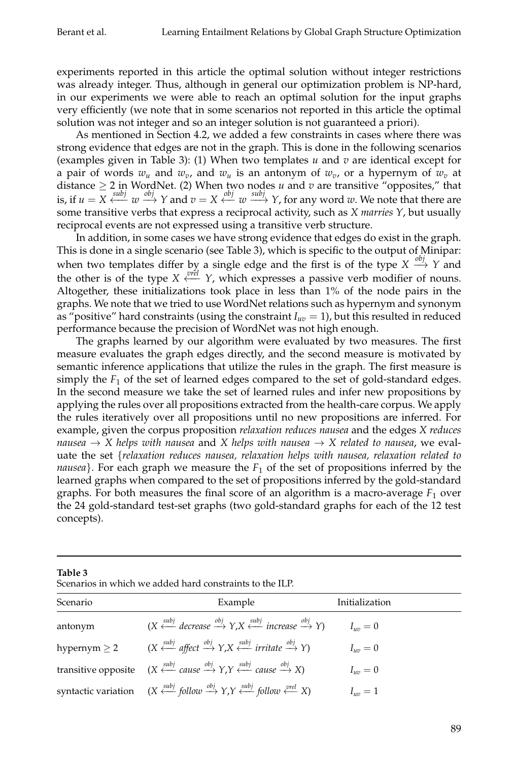experiments reported in this article the optimal solution without integer restrictions was already integer. Thus, although in general our optimization problem is NP-hard, in our experiments we were able to reach an optimal solution for the input graphs very efficiently (we note that in some scenarios not reported in this article the optimal solution was not integer and so an integer solution is not guaranteed a priori).

As mentioned in Section 4.2, we added a few constraints in cases where there was strong evidence that edges are not in the graph. This is done in the following scenarios (examples given in Table 3): (1) When two templates $u$ and $v$ are identical except for a pair of words $w_u$ and $w_v$, and $w_u$ is an antonym of $w_v$, or a hypernym of $w_v$ at distance $\geq 2$ in WordNet. (2) When two nodes $u$ and $v$ are transitive "opposites," that is, if $u = X \xleftarrow{subj} w \xrightarrow{obj} Y$ and $v = X \xleftarrow{obj} w \xrightarrow{subj} Y$, for any word $w$. We note that there are some transitive verbs that express a reciprocal activity, such as *X marries Y*, but usually reciprocal events are not expressed using a transitive verb structure.

In addition, in some cases we have strong evidence that edges do exist in the graph. This is done in a single scenario (see Table 3), which is specific to the output of Minipar: when two templates differ by a single edge and the first is of the type $X \xrightarrow{obj} Y$ and the other is of the type $X \xleftarrow{vrel} Y$, which expresses a passive verb modifier of nouns. Altogether, these initializations took place in less than 1% of the node pairs in the graphs. We note that we tried to use WordNet relations such as hypernym and synonym as "positive" hard constraints (using the constraint $I_{uv} = 1$), but this resulted in reduced performance because the precision of WordNet was not high enough.

The graphs learned by our algorithm were evaluated by two measures. The first measure evaluates the graph edges directly, and the second measure is motivated by semantic inference applications that utilize the rules in the graph. The first measure is simply the $F_1$ of the set of learned edges compared to the set of gold-standard edges. In the second measure we take the set of learned rules and infer new propositions by applying the rules over all propositions extracted from the health-care corpus. We apply the rules iteratively over all propositions until no new propositions are inferred. For example, given the corpus proposition *relaxation reduces nausea* and the edges *X reduces nausea* $\rightarrow$ *X helps with nausea* and *X helps with nausea* $\rightarrow$ *X related to nausea*, we evaluate the set {*relaxation reduces nausea, relaxation helps with nausea, relaxation related to nausea*}. For each graph we measure the $F_1$ of the set of propositions inferred by the learned graphs when compared to the set of propositions inferred by the gold-standard graphs. For both measures the final score of an algorithm is a macro-average $F_1$ over the 24 gold-standard test-set graphs (two gold-standard graphs for each of the 12 test concepts).

**Table 3**
Scenarios in which we added hard constraints to the ILP.

| Scenario | Example | Initialization |
|---|---|---|
| antonym | $(X \xleftarrow{subj} \textit{decrease} \xrightarrow{obj} Y, X \xleftarrow{subj} \textit{increase} \xrightarrow{obj} Y)$ | $I_{uv} = 0$ |
| hypernym $\geq 2$ | $(X \xleftarrow{subj} \textit{affect} \xrightarrow{obj} Y, X \xleftarrow{subj} \textit{irritate} \xrightarrow{obj} Y)$ | $I_{uv} = 0$ |
| transitive opposite | $(X \xleftarrow{subj} \textit{cause} \xrightarrow{obj} Y, Y \xleftarrow{subj} \textit{cause} \xrightarrow{obj} X)$ | $I_{uv} = 0$ |
| syntactic variation | $(X \xleftarrow{subj} \textit{follow} \xrightarrow{obj} Y, Y \xleftarrow{subj} \textit{follow} \xleftarrow{vrel} X)$ | $I_{uv} = 1$ |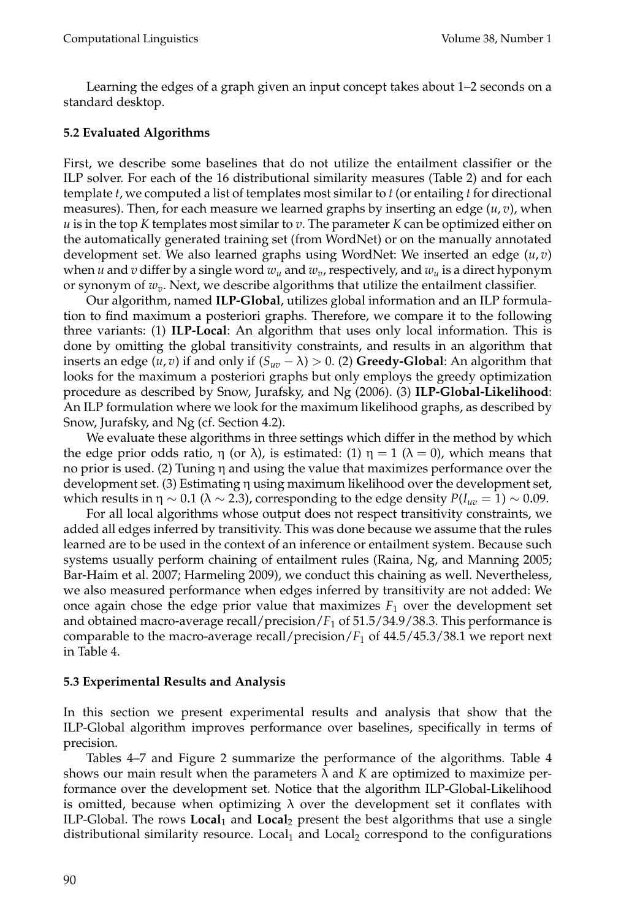Learning the edges of a graph given an input concept takes about 1–2 seconds on a standard desktop.

### 5.2 Evaluated Algorithms

First, we describe some baselines that do not utilize the entailment classifier or the ILP solver. For each of the 16 distributional similarity measures (Table 2) and for each template $t$, we computed a list of templates most similar to $t$ (or entailing $t$ for directional measures). Then, for each measure we learned graphs by inserting an edge $(u, v)$, when $u$ is in the top $K$ templates most similar to $v$. The parameter $K$ can be optimized either on the automatically generated training set (from WordNet) or on the manually annotated development set. We also learned graphs using WordNet: We inserted an edge $(u, v)$ when $u$ and $v$ differ by a single word $w_u$ and $w_v$, respectively, and $w_u$ is a direct hyponym or synonym of $w_v$. Next, we describe algorithms that utilize the entailment classifier.

Our algorithm, named **ILP-Global**, utilizes global information and an ILP formulation to find maximum a posteriori graphs. Therefore, we compare it to the following three variants: (1) **ILP-Local**: An algorithm that uses only local information. This is done by omitting the global transitivity constraints, and results in an algorithm that inserts an edge $(u, v)$ if and only if $(S_{uv} - \lambda) > 0$. (2) **Greedy-Global**: An algorithm that looks for the maximum a posteriori graphs but only employs the greedy optimization procedure as described by Snow, Jurafsky, and Ng (2006). (3) **ILP-Global-Likelihood**: An ILP formulation where we look for the maximum likelihood graphs, as described by Snow, Jurafsky, and Ng (cf. Section 4.2).

We evaluate these algorithms in three settings which differ in the method by which the edge prior odds ratio, $\eta$ (or $\lambda$), is estimated: (1) $\eta = 1$ ($\lambda = 0$), which means that no prior is used. (2) Tuning $\eta$ and using the value that maximizes performance over the development set. (3) Estimating $\eta$ using maximum likelihood over the development set, which results in $\eta \sim 0.1$ ($\lambda \sim 2.3$), corresponding to the edge density $P(I_{uv} = 1) \sim 0.09$.

For all local algorithms whose output does not respect transitivity constraints, we added all edges inferred by transitivity. This was done because we assume that the rules learned are to be used in the context of an inference or entailment system. Because such systems usually perform chaining of entailment rules (Raina, Ng, and Manning 2005; Bar-Haim et al. 2007; Harmeling 2009), we conduct this chaining as well. Nevertheless, we also measured performance when edges inferred by transitivity are not added: We once again chose the edge prior value that maximizes $F_1$ over the development set and obtained macro-average recall/precision/$F_1$ of 51.5/34.9/38.3. This performance is comparable to the macro-average recall/precision/$F_1$ of 44.5/45.3/38.1 we report next in Table 4.

### 5.3 Experimental Results and Analysis

In this section we present experimental results and analysis that show that the ILP-Global algorithm improves performance over baselines, specifically in terms of precision.

Tables 4–7 and Figure 2 summarize the performance of the algorithms. Table 4 shows our main result when the parameters $\lambda$ and $K$ are optimized to maximize performance over the development set. Notice that the algorithm ILP-Global-Likelihood is omitted, because when optimizing $\lambda$ over the development set it conflates with ILP-Global. The rows **Local**$_1$ and **Local**$_2$ present the best algorithms that use a single distributional similarity resource. Local$_1$ and Local$_2$ correspond to the configurations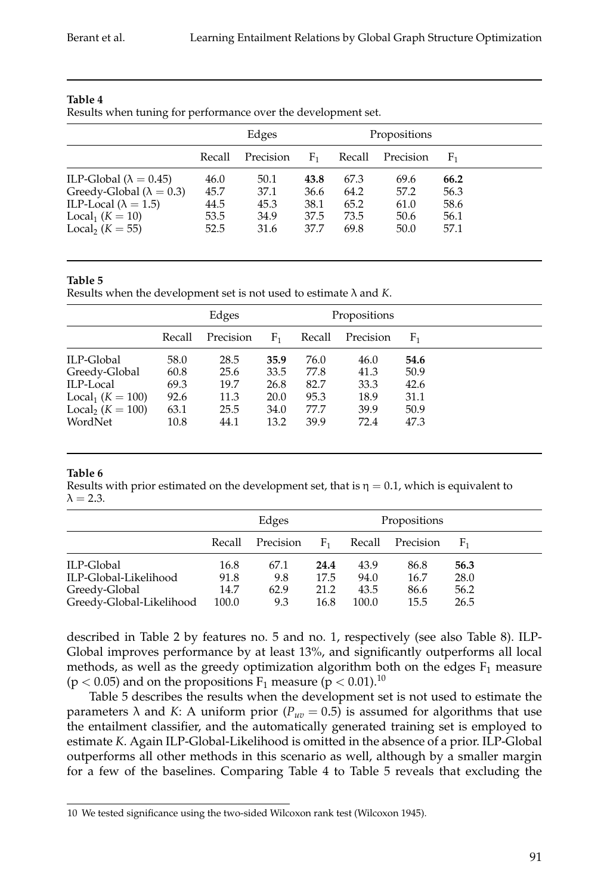**Table 4**
Results when tuning for performance over the development set.

| | Edges | | | Propositions | | |
|---|---|---|---|---|---|---|
| | Recall | Precision | $F_1$ | Recall | Precision | $F_1$ |
| ILP-Global ($\lambda = 0.45$) | 46.0 | 50.1 | **43.8** | 67.3 | 69.6 | **66.2** |
| Greedy-Global ($\lambda = 0.3$) | 45.7 | 37.1 | 36.6 | 64.2 | 57.2 | 56.3 |
| ILP-Local ($\lambda = 1.5$) | 44.5 | 45.3 | 38.1 | 65.2 | 61.0 | 58.6 |
| $\text{Local}_1$ ($K = 10$) | 53.5 | 34.9 | 37.5 | 73.5 | 50.6 | 56.1 |
| $\text{Local}_2$ ($K = 55$) | 52.5 | 31.6 | 37.7 | 69.8 | 50.0 | 57.1 |

**Table 5**
Results when the development set is not used to estimate $\lambda$ and $K$.

| | Edges | | | Propositions | | |
|---|---|---|---|---|---|---|
| | Recall | Precision | $F_1$ | Recall | Precision | $F_1$ |
| ILP-Global | 58.0 | 28.5 | **35.9** | 76.0 | 46.0 | **54.6** |
| Greedy-Global | 60.8 | 25.6 | 33.5 | 77.8 | 41.3 | 50.9 |
| ILP-Local | 69.3 | 19.7 | 26.8 | 82.7 | 33.3 | 42.6 |
| $\text{Local}_1$ ($K = 100$) | 92.6 | 11.3 | 20.0 | 95.3 | 18.9 | 31.1 |
| $\text{Local}_2$ ($K = 100$) | 63.1 | 25.5 | 34.0 | 77.7 | 39.9 | 50.9 |
| WordNet | 10.8 | 44.1 | 13.2 | 39.9 | 72.4 | 47.3 |

**Table 6**
Results with prior estimated on the development set, that is $\eta = 0.1$, which is equivalent to $\lambda = 2.3$.

| | Edges | | | Propositions | | |
|---|---|---|---|---|---|---|
| | Recall | Precision | $F_1$ | Recall | Precision | $F_1$ |
| ILP-Global | 16.8 | 67.1 | **24.4** | 43.9 | 86.8 | **56.3** |
| ILP-Global-Likelihood | 91.8 | 9.8 | 17.5 | 94.0 | 16.7 | 28.0 |
| Greedy-Global | 14.7 | 62.9 | 21.2 | 43.5 | 86.6 | 56.2 |
| Greedy-Global-Likelihood | 100.0 | 9.3 | 16.8 | 100.0 | 15.5 | 26.5 |

described in Table 2 by features no. 5 and no. 1, respectively (see also Table 8). ILP-Global improves performance by at least 13%, and significantly outperforms all local methods, as well as the greedy optimization algorithm both on the edges $F_1$ measure ($p < 0.05$) and on the propositions $F_1$ measure ($p < 0.01$).[10]

Table 5 describes the results when the development set is not used to estimate the parameters $\lambda$ and $K$: A uniform prior ($P_{uv} = 0.5$) is assumed for algorithms that use the entailment classifier, and the automatically generated training set is employed to estimate $K$. Again ILP-Global-Likelihood is omitted in the absence of a prior. ILP-Global outperforms all other methods in this scenario as well, although by a smaller margin for a few of the baselines. Comparing Table 4 to Table 5 reveals that excluding the

10 We tested significance using the two-sided Wilcoxon rank test (Wilcoxon 1945).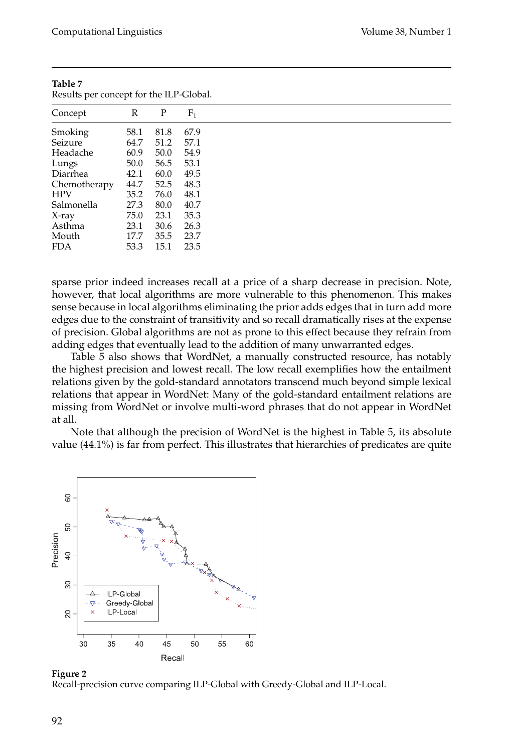**Table 7**
Results per concept for the ILP-Global.

| Concept | R | P | $F_1$ |
|---|---|---|---|
| Smoking | 58.1 | 81.8 | 67.9 |
| Seizure | 64.7 | 51.2 | 57.1 |
| Headache | 60.9 | 50.0 | 54.9 |
| Lungs | 50.0 | 56.5 | 53.1 |
| Diarrhea | 42.1 | 60.0 | 49.5 |
| Chemotherapy | 44.7 | 52.5 | 48.3 |
| HPV | 35.2 | 76.0 | 48.1 |
| Salmonella | 27.3 | 80.0 | 40.7 |
| X-ray | 75.0 | 23.1 | 35.3 |
| Asthma | 23.1 | 30.6 | 26.3 |
| Mouth | 17.7 | 35.5 | 23.7 |
| FDA | 53.3 | 15.1 | 23.5 |

sparse prior indeed increases recall at a price of a sharp decrease in precision. Note, however, that local algorithms are more vulnerable to this phenomenon. This makes sense because in local algorithms eliminating the prior adds edges that in turn add more edges due to the constraint of transitivity and so recall dramatically rises at the expense of precision. Global algorithms are not as prone to this effect because they refrain from adding edges that eventually lead to the addition of many unwarranted edges.

Table 5 also shows that WordNet, a manually constructed resource, has notably the highest precision and lowest recall. The low recall exemplifies how the entailment relations given by the gold-standard annotators transcend much beyond simple lexical relations that appear in WordNet: Many of the gold-standard entailment relations are missing from WordNet or involve multi-word phrases that do not appear in WordNet at all.

Note that although the precision of WordNet is the highest in Table 5, its absolute value (44.1%) is far from perfect. This illustrates that hierarchies of predicates are quite

**Figure 2**
Recall-precision curve comparing ILP-Global with Greedy-Global and ILP-Local.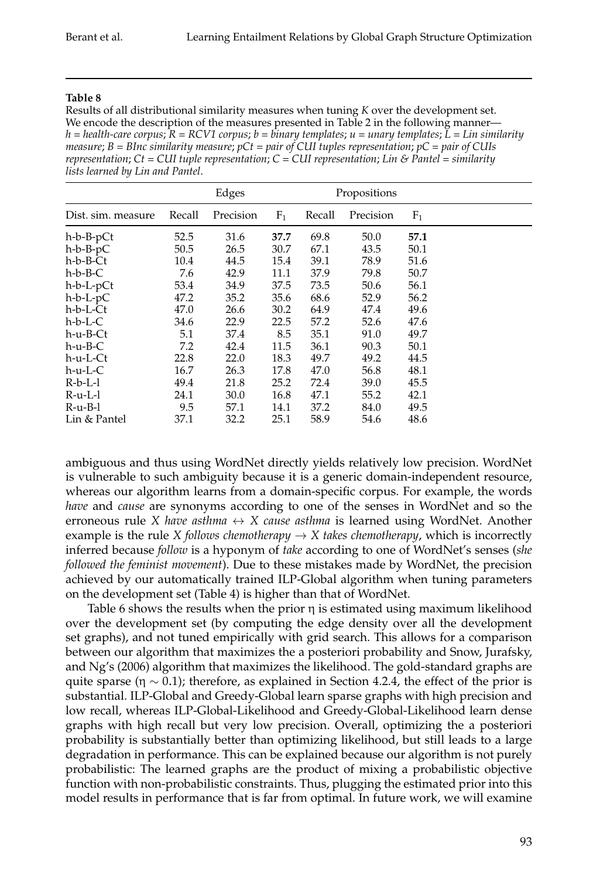**Table 8**

Results of all distributional similarity measures when tuning *K* over the development set. We encode the description of the measures presented in Table 2 in the following manner—*h = health-care corpus; R = RCV1 corpus; b = binary templates; u = unary templates; L = Lin similarity measure; B = BInc similarity measure; pCt = pair of CUI tuples representation; pC = pair of CUIs representation; Ct = CUI tuple representation; C = CUI representation; Lin & Pantel = similarity lists learned by Lin and Pantel*.

| | Edges | | | Propositions | | |
|---|---|---|---|---|---|---|
| Dist. sim. measure | Recall | Precision | $F_1$ | Recall | Precision | $F_1$ |
| h-b-B-pCt | 52.5 | 31.6 | **37.7** | 69.8 | 50.0 | **57.1** |
| h-b-B-pC | 50.5 | 26.5 | 30.7 | 67.1 | 43.5 | 50.1 |
| h-b-B-Ct | 10.4 | 44.5 | 15.4 | 39.1 | 78.9 | 51.6 |
| h-b-B-C | 7.6 | 42.9 | 11.1 | 37.9 | 79.8 | 50.7 |
| h-b-L-pCt | 53.4 | 34.9 | 37.5 | 73.5 | 50.6 | 56.1 |
| h-b-L-pC | 47.2 | 35.2 | 35.6 | 68.6 | 52.9 | 56.2 |
| h-b-L-Ct | 47.0 | 26.6 | 30.2 | 64.9 | 47.4 | 49.6 |
| h-b-L-C | 34.6 | 22.9 | 22.5 | 57.2 | 52.6 | 47.6 |
| h-u-B-Ct | 5.1 | 37.4 | 8.5 | 35.1 | 91.0 | 49.7 |
| h-u-B-C | 7.2 | 42.4 | 11.5 | 36.1 | 90.3 | 50.1 |
| h-u-L-Ct | 22.8 | 22.0 | 18.3 | 49.7 | 49.2 | 44.5 |
| h-u-L-C | 16.7 | 26.3 | 17.8 | 47.0 | 56.8 | 48.1 |
| R-b-L-l | 49.4 | 21.8 | 25.2 | 72.4 | 39.0 | 45.5 |
| R-u-L-l | 24.1 | 30.0 | 16.8 | 47.1 | 55.2 | 42.1 |
| R-u-B-l | 9.5 | 57.1 | 14.1 | 37.2 | 84.0 | 49.5 |
| Lin & Pantel | 37.1 | 32.2 | 25.1 | 58.9 | 54.6 | 48.6 |

ambiguous and thus using WordNet directly yields relatively low precision. WordNet is vulnerable to such ambiguity because it is a generic domain-independent resource, whereas our algorithm learns from a domain-specific corpus. For example, the words *have* and *cause* are synonyms according to one of the senses in WordNet and so the erroneous rule *X have asthma* $\leftrightarrow$ *X cause asthma* is learned using WordNet. Another example is the rule *X follows chemotherapy* $\rightarrow$ *X takes chemotherapy*, which is incorrectly inferred because *follow* is a hyponym of *take* according to one of WordNet's senses (*she followed the feminist movement*). Due to these mistakes made by WordNet, the precision achieved by our automatically trained ILP-Global algorithm when tuning parameters on the development set (Table 4) is higher than that of WordNet.

Table 6 shows the results when the prior $\eta$ is estimated using maximum likelihood over the development set (by computing the edge density over all the development set graphs), and not tuned empirically with grid search. This allows for a comparison between our algorithm that maximizes the a posteriori probability and Snow, Jurafsky, and Ng's (2006) algorithm that maximizes the likelihood. The gold-standard graphs are quite sparse ($\eta \sim 0.1$); therefore, as explained in Section 4.2.4, the effect of the prior is substantial. ILP-Global and Greedy-Global learn sparse graphs with high precision and low recall, whereas ILP-Global-Likelihood and Greedy-Global-Likelihood learn dense graphs with high recall but very low precision. Overall, optimizing the a posteriori probability is substantially better than optimizing likelihood, but still leads to a large degradation in performance. This can be explained because our algorithm is not purely probabilistic: The learned graphs are the product of mixing a probabilistic objective function with non-probabilistic constraints. Thus, plugging the estimated prior into this model results in performance that is far from optimal. In future work, we will examine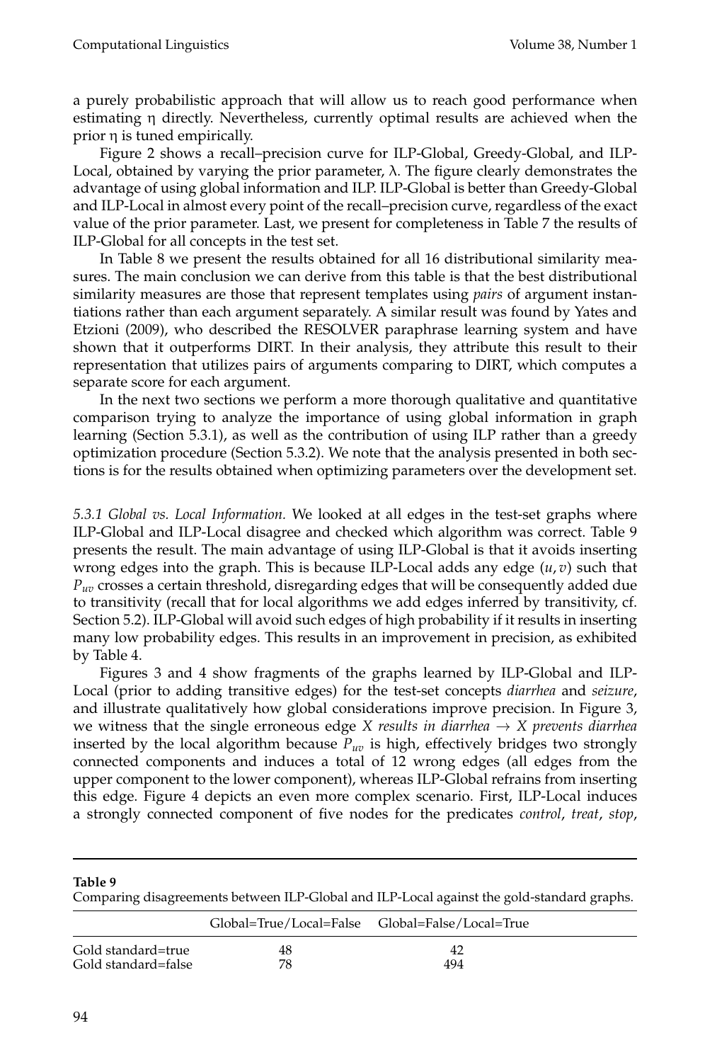a purely probabilistic approach that will allow us to reach good performance when estimating η directly. Nevertheless, currently optimal results are achieved when the prior η is tuned empirically.

Figure 2 shows a recall–precision curve for ILP-Global, Greedy-Global, and ILP-Local, obtained by varying the prior parameter, λ. The figure clearly demonstrates the advantage of using global information and ILP. ILP-Global is better than Greedy-Global and ILP-Local in almost every point of the recall–precision curve, regardless of the exact value of the prior parameter. Last, we present for completeness in Table 7 the results of ILP-Global for all concepts in the test set.

In Table 8 we present the results obtained for all 16 distributional similarity measures. The main conclusion we can derive from this table is that the best distributional similarity measures are those that represent templates using *pairs* of argument instantiations rather than each argument separately. A similar result was found by Yates and Etzioni (2009), who described the RESOLVER paraphrase learning system and have shown that it outperforms DIRT. In their analysis, they attribute this result to their representation that utilizes pairs of arguments comparing to DIRT, which computes a separate score for each argument.

In the next two sections we perform a more thorough qualitative and quantitative comparison trying to analyze the importance of using global information in graph learning (Section 5.3.1), as well as the contribution of using ILP rather than a greedy optimization procedure (Section 5.3.2). We note that the analysis presented in both sections is for the results obtained when optimizing parameters over the development set.

*5.3.1 Global vs. Local Information.* We looked at all edges in the test-set graphs where ILP-Global and ILP-Local disagree and checked which algorithm was correct. Table 9 presents the result. The main advantage of using ILP-Global is that it avoids inserting wrong edges into the graph. This is because ILP-Local adds any edge $(u, v)$ such that $P_{uv}$ crosses a certain threshold, disregarding edges that will be consequently added due to transitivity (recall that for local algorithms we add edges inferred by transitivity, cf. Section 5.2). ILP-Global will avoid such edges of high probability if it results in inserting many low probability edges. This results in an improvement in precision, as exhibited by Table 4.

Figures 3 and 4 show fragments of the graphs learned by ILP-Global and ILP-Local (prior to adding transitive edges) for the test-set concepts *diarrhea* and *seizure*, and illustrate qualitatively how global considerations improve precision. In Figure 3, we witness that the single erroneous edge *X results in diarrhea* $\rightarrow$ *X prevents diarrhea* inserted by the local algorithm because $P_{uv}$ is high, effectively bridges two strongly connected components and induces a total of 12 wrong edges (all edges from the upper component to the lower component), whereas ILP-Global refrains from inserting this edge. Figure 4 depicts an even more complex scenario. First, ILP-Local induces a strongly connected component of five nodes for the predicates *control*, *treat*, *stop*,

**Table 9**
Comparing disagreements between ILP-Global and ILP-Local against the gold-standard graphs.

| | Global=True/Local=False | Global=False/Local=True |
|---|---|---|
| Gold standard=true | 48 | 42 |
| Gold standard=false | 78 | 494 |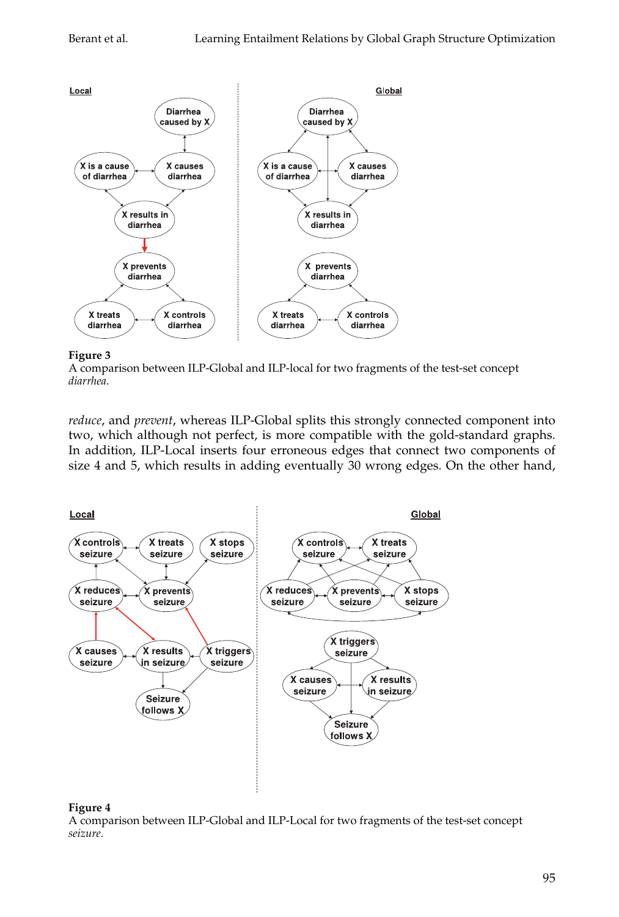**Figure 3**
A comparison between ILP-Global and ILP-local for two fragments of the test-set concept *diarrhea*.

*reduce*, and *prevent*, whereas ILP-Global splits this strongly connected component into two, which although not perfect, is more compatible with the gold-standard graphs. In addition, ILP-Local inserts four erroneous edges that connect two components of size 4 and 5, which results in adding eventually 30 wrong edges. On the other hand,

**Figure 4**
A comparison between ILP-Global and ILP-Local for two fragments of the test-set concept *seizure*.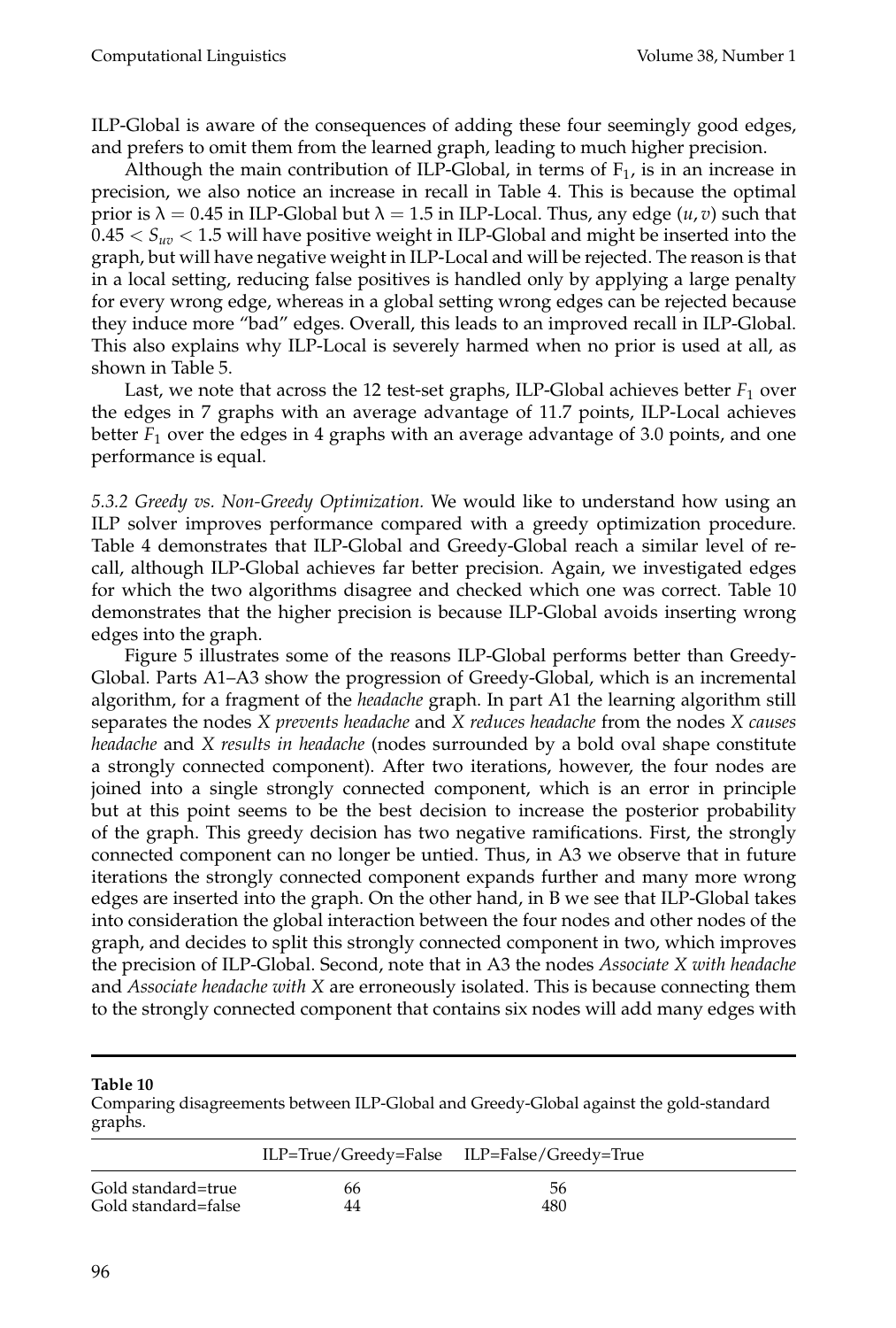ILP-Global is aware of the consequences of adding these four seemingly good edges, and prefers to omit them from the learned graph, leading to much higher precision.

Although the main contribution of ILP-Global, in terms of $F_1$, is in an increase in precision, we also notice an increase in recall in Table 4. This is because the optimal prior is $\lambda = 0.45$ in ILP-Global but $\lambda = 1.5$ in ILP-Local. Thus, any edge $(u, v)$ such that $0.45 < S_{uv} < 1.5$ will have positive weight in ILP-Global and might be inserted into the graph, but will have negative weight in ILP-Local and will be rejected. The reason is that in a local setting, reducing false positives is handled only by applying a large penalty for every wrong edge, whereas in a global setting wrong edges can be rejected because they induce more "bad" edges. Overall, this leads to an improved recall in ILP-Global. This also explains why ILP-Local is severely harmed when no prior is used at all, as shown in Table 5.

Last, we note that across the 12 test-set graphs, ILP-Global achieves better $F_1$ over the edges in 7 graphs with an average advantage of 11.7 points, ILP-Local achieves better $F_1$ over the edges in 4 graphs with an average advantage of 3.0 points, and one performance is equal.

*5.3.2 Greedy vs. Non-Greedy Optimization.* We would like to understand how using an ILP solver improves performance compared with a greedy optimization procedure. Table 4 demonstrates that ILP-Global and Greedy-Global reach a similar level of recall, although ILP-Global achieves far better precision. Again, we investigated edges for which the two algorithms disagree and checked which one was correct. Table 10 demonstrates that the higher precision is because ILP-Global avoids inserting wrong edges into the graph.

Figure 5 illustrates some of the reasons ILP-Global performs better than Greedy-Global. Parts A1–A3 show the progression of Greedy-Global, which is an incremental algorithm, for a fragment of the *headache* graph. In part A1 the learning algorithm still separates the nodes *X prevents headache* and *X reduces headache* from the nodes *X causes headache* and *X results in headache* (nodes surrounded by a bold oval shape constitute a strongly connected component). After two iterations, however, the four nodes are joined into a single strongly connected component, which is an error in principle but at this point seems to be the best decision to increase the posterior probability of the graph. This greedy decision has two negative ramifications. First, the strongly connected component can no longer be untied. Thus, in A3 we observe that in future iterations the strongly connected component expands further and many more wrong edges are inserted into the graph. On the other hand, in B we see that ILP-Global takes into consideration the global interaction between the four nodes and other nodes of the graph, and decides to split this strongly connected component in two, which improves the precision of ILP-Global. Second, note that in A3 the nodes *Associate X with headache* and *Associate headache with X* are erroneously isolated. This is because connecting them to the strongly connected component that contains six nodes will add many edges with

**Table 10**
Comparing disagreements between ILP-Global and Greedy-Global against the gold-standard graphs.

| | ILP=True/Greedy=False | ILP=False/Greedy=True |
|---|---|---|
| Gold standard=true | 66 | 56 |
| Gold standard=false | 44 | 480 |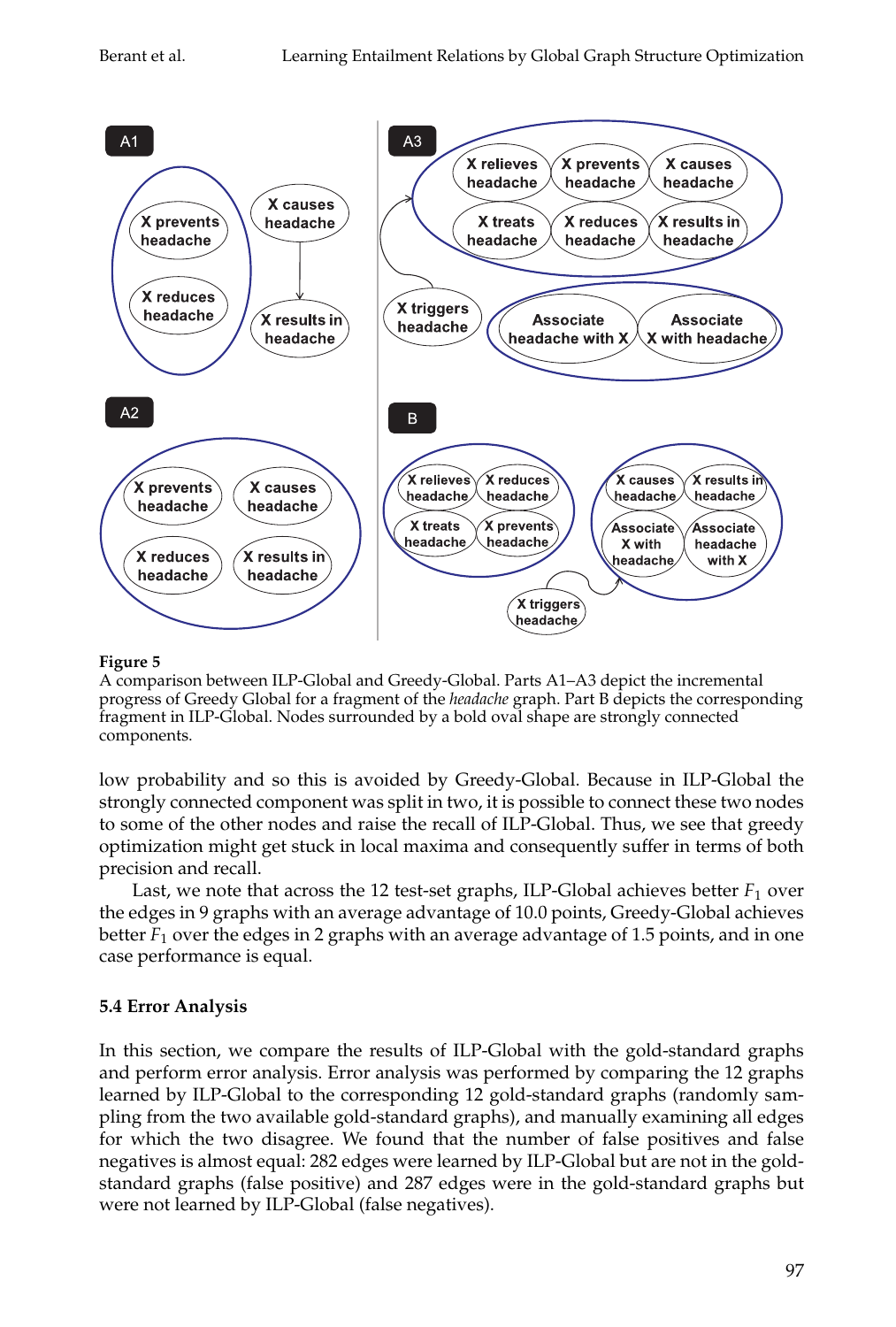**Figure 5**
A comparison between ILP-Global and Greedy-Global. Parts A1–A3 depict the incremental progress of Greedy Global for a fragment of the *headache* graph. Part B depicts the corresponding fragment in ILP-Global. Nodes surrounded by a bold oval shape are strongly connected components.

low probability and so this is avoided by Greedy-Global. Because in ILP-Global the strongly connected component was split in two, it is possible to connect these two nodes to some of the other nodes and raise the recall of ILP-Global. Thus, we see that greedy optimization might get stuck in local maxima and consequently suffer in terms of both precision and recall.

Last, we note that across the 12 test-set graphs, ILP-Global achieves better $F_1$ over the edges in 9 graphs with an average advantage of 10.0 points, Greedy-Global achieves better $F_1$ over the edges in 2 graphs with an average advantage of 1.5 points, and in one case performance is equal.

### 5.4 Error Analysis

In this section, we compare the results of ILP-Global with the gold-standard graphs and perform error analysis. Error analysis was performed by comparing the 12 graphs learned by ILP-Global to the corresponding 12 gold-standard graphs (randomly sampling from the two available gold-standard graphs), and manually examining all edges for which the two disagree. We found that the number of false positives and false negatives is almost equal: 282 edges were learned by ILP-Global but are not in the gold-standard graphs (false positive) and 287 edges were in the gold-standard graphs but were not learned by ILP-Global (false negatives).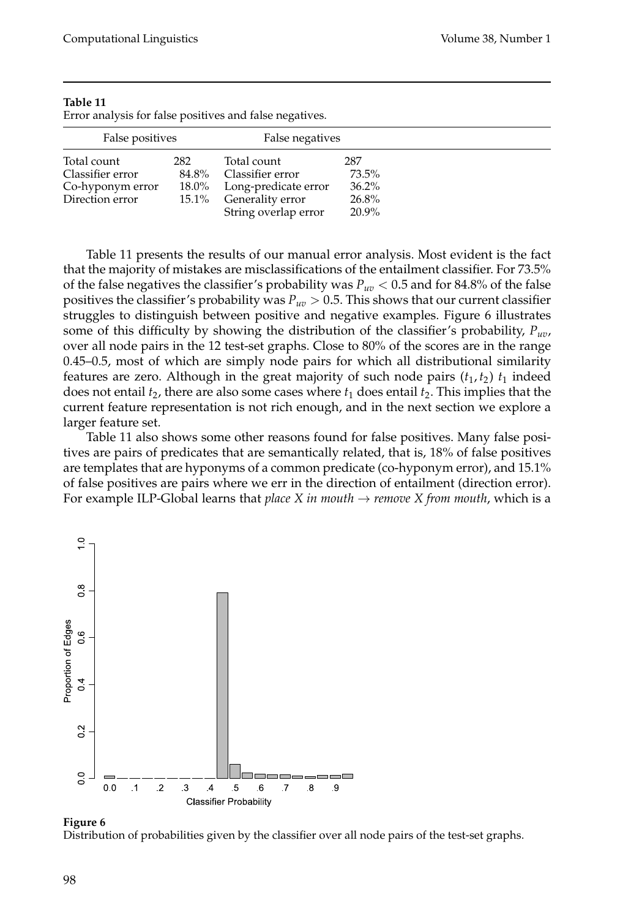**Table 11**
Error analysis for false positives and false negatives.

| False positives | | False negatives | |
|---|---|---|---|
| Total count | 282 | Total count | 287 |
| Classifier error | 84.8% | Classifier error | 73.5% |
| Co-hyponym error | 18.0% | Long-predicate error | 36.2% |
| Direction error | 15.1% | Generality error | 26.8% |
| | | String overlap error | 20.9% |

Table 11 presents the results of our manual error analysis. Most evident is the fact that the majority of mistakes are misclassifications of the entailment classifier. For 73.5% of the false negatives the classifier's probability was $P_{uv} < 0.5$ and for 84.8% of the false positives the classifier's probability was $P_{uv} > 0.5$. This shows that our current classifier struggles to distinguish between positive and negative examples. Figure 6 illustrates some of this difficulty by showing the distribution of the classifier's probability, $P_{uv}$, over all node pairs in the 12 test-set graphs. Close to 80% of the scores are in the range 0.45–0.5, most of which are simply node pairs for which all distributional similarity features are zero. Although in the great majority of such node pairs $(t_1, t_2)$ $t_1$ indeed does not entail $t_2$, there are also some cases where $t_1$ does entail $t_2$. This implies that the current feature representation is not rich enough, and in the next section we explore a larger feature set.

Table 11 also shows some other reasons found for false positives. Many false positives are pairs of predicates that are semantically related, that is, 18% of false positives are templates that are hyponyms of a common predicate (co-hyponym error), and 15.1% of false positives are pairs where we err in the direction of entailment (direction error). For example ILP-Global learns that *place X in mouth* → *remove X from mouth*, which is a

**Figure 6**
Distribution of probabilities given by the classifier over all node pairs of the test-set graphs.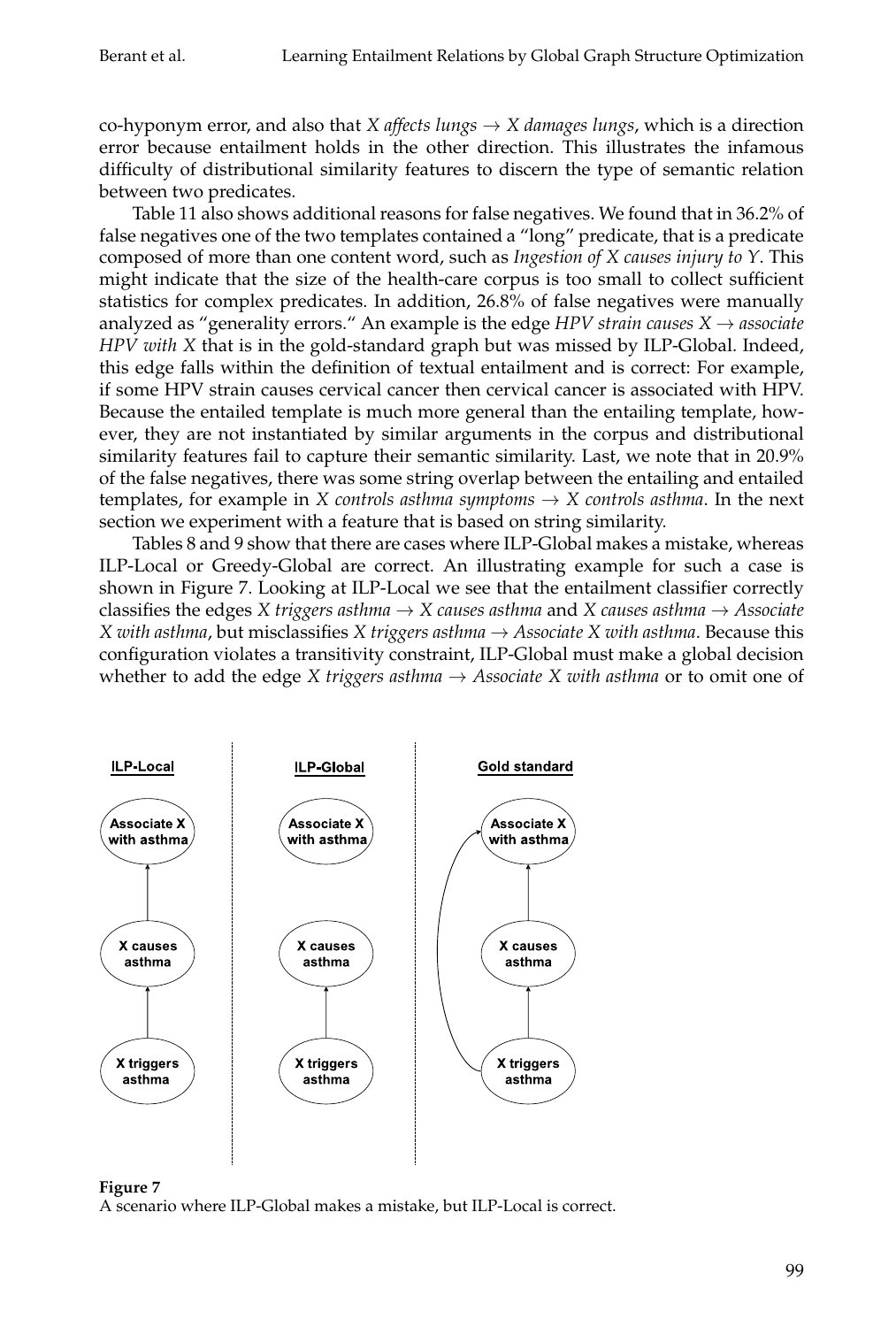co-hyponym error, and also that *X affects lungs* → *X damages lungs*, which is a direction error because entailment holds in the other direction. This illustrates the infamous difficulty of distributional similarity features to discern the type of semantic relation between two predicates.

Table 11 also shows additional reasons for false negatives. We found that in 36.2% of false negatives one of the two templates contained a "long" predicate, that is a predicate composed of more than one content word, such as *Ingestion of X causes injury to Y*. This might indicate that the size of the health-care corpus is too small to collect sufficient statistics for complex predicates. In addition, 26.8% of false negatives were manually analyzed as "generality errors." An example is the edge *HPV strain causes X* → *associate HPV with X* that is in the gold-standard graph but was missed by ILP-Global. Indeed, this edge falls within the definition of textual entailment and is correct: For example, if some HPV strain causes cervical cancer then cervical cancer is associated with HPV. Because the entailed template is much more general than the entailing template, however, they are not instantiated by similar arguments in the corpus and distributional similarity features fail to capture their semantic similarity. Last, we note that in 20.9% of the false negatives, there was some string overlap between the entailing and entailed templates, for example in *X controls asthma symptoms* → *X controls asthma*. In the next section we experiment with a feature that is based on string similarity.

Tables 8 and 9 show that there are cases where ILP-Global makes a mistake, whereas ILP-Local or Greedy-Global are correct. An illustrating example for such a case is shown in Figure 7. Looking at ILP-Local we see that the entailment classifier correctly classifies the edges *X triggers asthma* → *X causes asthma* and *X causes asthma* → *Associate X with asthma*, but misclassifies *X triggers asthma* → *Associate X with asthma*. Because this configuration violates a transitivity constraint, ILP-Global must make a global decision whether to add the edge *X triggers asthma* → *Associate X with asthma* or to omit one of

**Figure 7**
A scenario where ILP-Global makes a mistake, but ILP-Local is correct.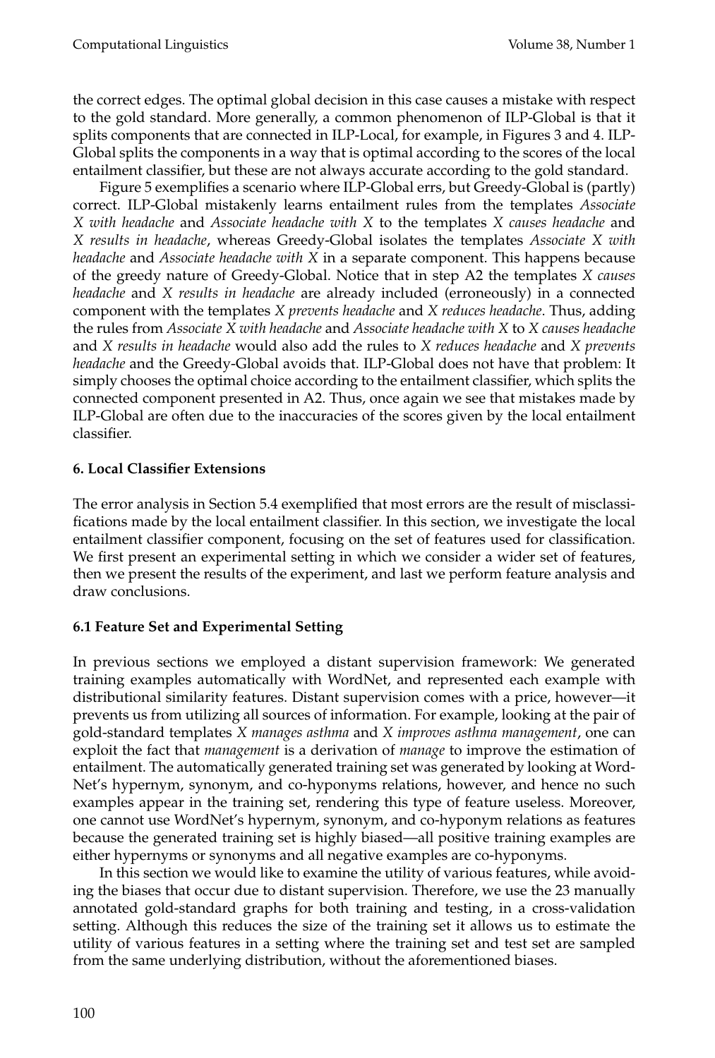the correct edges. The optimal global decision in this case causes a mistake with respect to the gold standard. More generally, a common phenomenon of ILP-Global is that it splits components that are connected in ILP-Local, for example, in Figures 3 and 4. ILP-Global splits the components in a way that is optimal according to the scores of the local entailment classifier, but these are not always accurate according to the gold standard.

Figure 5 exemplifies a scenario where ILP-Global errs, but Greedy-Global is (partly) correct. ILP-Global mistakenly learns entailment rules from the templates *Associate X with headache* and *Associate headache with X* to the templates *X causes headache* and *X results in headache*, whereas Greedy-Global isolates the templates *Associate X with headache* and *Associate headache with X* in a separate component. This happens because of the greedy nature of Greedy-Global. Notice that in step A2 the templates *X causes headache* and *X results in headache* are already included (erroneously) in a connected component with the templates *X prevents headache* and *X reduces headache*. Thus, adding the rules from *Associate X with headache* and *Associate headache with X* to *X causes headache* and *X results in headache* would also add the rules to *X reduces headache* and *X prevents headache* and the Greedy-Global avoids that. ILP-Global does not have that problem: It simply chooses the optimal choice according to the entailment classifier, which splits the connected component presented in A2. Thus, once again we see that mistakes made by ILP-Global are often due to the inaccuracies of the scores given by the local entailment classifier.

## 6. Local Classifier Extensions

The error analysis in Section 5.4 exemplified that most errors are the result of misclassifications made by the local entailment classifier. In this section, we investigate the local entailment classifier component, focusing on the set of features used for classification. We first present an experimental setting in which we consider a wider set of features, then we present the results of the experiment, and last we perform feature analysis and draw conclusions.

### 6.1 Feature Set and Experimental Setting

In previous sections we employed a distant supervision framework: We generated training examples automatically with WordNet, and represented each example with distributional similarity features. Distant supervision comes with a price, however—it prevents us from utilizing all sources of information. For example, looking at the pair of gold-standard templates *X manages asthma* and *X improves asthma management*, one can exploit the fact that *management* is a derivation of *manage* to improve the estimation of entailment. The automatically generated training set was generated by looking at WordNet's hypernym, synonym, and co-hyponyms relations, however, and hence no such examples appear in the training set, rendering this type of feature useless. Moreover, one cannot use WordNet's hypernym, synonym, and co-hyponym relations as features because the generated training set is highly biased—all positive training examples are either hypernyms or synonyms and all negative examples are co-hyponyms.

In this section we would like to examine the utility of various features, while avoiding the biases that occur due to distant supervision. Therefore, we use the 23 manually annotated gold-standard graphs for both training and testing, in a cross-validation setting. Although this reduces the size of the training set it allows us to estimate the utility of various features in a setting where the training set and test set are sampled from the same underlying distribution, without the aforementioned biases.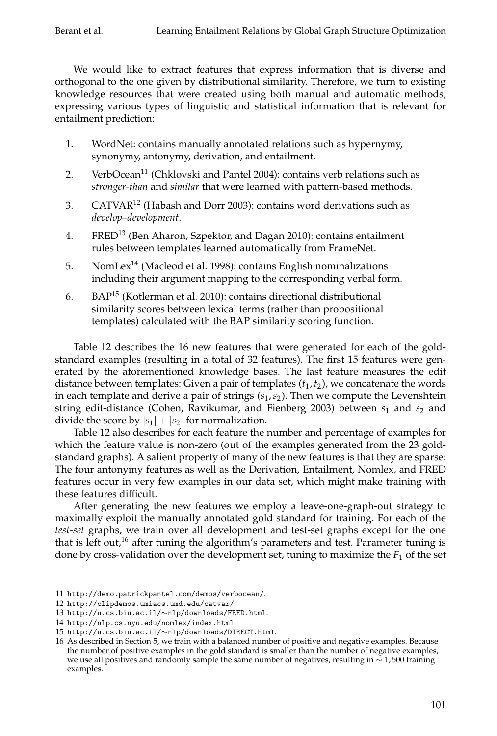We would like to extract features that express information that is diverse and orthogonal to the one given by distributional similarity. Therefore, we turn to existing knowledge resources that were created using both manual and automatic methods, expressing various types of linguistic and statistical information that is relevant for entailment prediction:

1. WordNet: contains manually annotated relations such as hypernymy, synonymy, antonymy, derivation, and entailment.
2. VerbOcean[11] (Chklovski and Pantel 2004): contains verb relations such as *stronger-than* and *similar* that were learned with pattern-based methods.
3. CATVAR[12] (Habash and Dorr 2003): contains word derivations such as *develop–development*.
4. FRED[13] (Ben Aharon, Szpektor, and Dagan 2010): contains entailment rules between templates learned automatically from FrameNet.
5. NomLex[14] (Macleod et al. 1998): contains English nominalizations including their argument mapping to the corresponding verbal form.
6. BAP[15] (Kotlerman et al. 2010): contains directional distributional similarity scores between lexical terms (rather than propositional templates) calculated with the BAP similarity scoring function.

Table 12 describes the 16 new features that were generated for each of the gold-standard examples (resulting in a total of 32 features). The first 15 features were generated by the aforementioned knowledge bases. The last feature measures the edit distance between templates: Given a pair of templates $(t_1, t_2)$, we concatenate the words in each template and derive a pair of strings $(s_1, s_2)$. Then we compute the Levenshtein string edit-distance (Cohen, Ravikumar, and Fienberg 2003) between $s_1$ and $s_2$ and divide the score by $|s_1| + |s_2|$ for normalization.

Table 12 also describes for each feature the number and percentage of examples for which the feature value is non-zero (out of the examples generated from the 23 gold-standard graphs). A salient property of many of the new features is that they are sparse: The four antonymy features as well as the Derivation, Entailment, Nomlex, and FRED features occur in very few examples in our data set, which might make training with these features difficult.

After generating the new features we employ a leave-one-graph-out strategy to maximally exploit the manually annotated gold standard for training. For each of the *test-set* graphs, we train over all development and test-set graphs except for the one that is left out,[16] after tuning the algorithm's parameters and test. Parameter tuning is done by cross-validation over the development set, tuning to maximize the $F_1$ of the set

---

11 http://demo.patrickpantel.com/demos/verbocean/.

12 http://clipdemos.umiacs.umd.edu/catvar/.

13 http://u.cs.biu.ac.il/∼nlp/downloads/FRED.html.

14 http://nlp.cs.nyu.edu/nomlex/index.html.

15 http://u.cs.biu.ac.il/∼nlp/downloads/DIRECT.html.

16 As described in Section 5, we train with a balanced number of positive and negative examples. Because the number of positive examples in the gold standard is smaller than the number of negative examples, we use all positives and randomly sample the same number of negatives, resulting in $\sim 1,500$ training examples.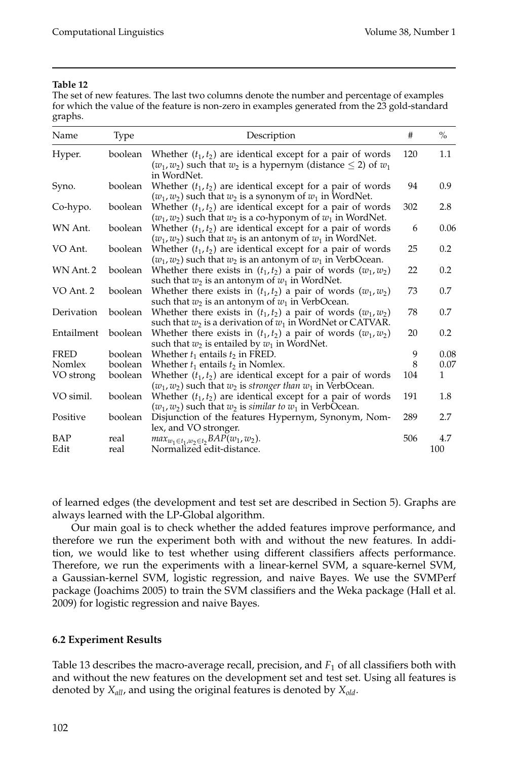**Table 12**
The set of new features. The last two columns denote the number and percentage of examples for which the value of the feature is non-zero in examples generated from the 23 gold-standard graphs.

| Name | Type | Description | # | % |
|---|---|---|---|---|
| Hyper. | boolean | Whether $(t_1, t_2)$ are identical except for a pair of words $(w_1, w_2)$ such that $w_2$ is a hypernym (distance $\leq 2$) of $w_1$ in WordNet. | 120 | 1.1 |
| Syno. | boolean | Whether $(t_1, t_2)$ are identical except for a pair of words $(w_1, w_2)$ such that $w_2$ is a synonym of $w_1$ in WordNet. | 94 | 0.9 |
| Co-hypo. | boolean | Whether $(t_1, t_2)$ are identical except for a pair of words $(w_1, w_2)$ such that $w_2$ is a co-hyponym of $w_1$ in WordNet. | 302 | 2.8 |
| WN Ant. | boolean | Whether $(t_1, t_2)$ are identical except for a pair of words $(w_1, w_2)$ such that $w_2$ is an antonym of $w_1$ in WordNet. | 6 | 0.06 |
| VO Ant. | boolean | Whether $(t_1, t_2)$ are identical except for a pair of words $(w_1, w_2)$ such that $w_2$ is an antonym of $w_1$ in VerbOcean. | 25 | 0.2 |
| WN Ant. 2 | boolean | Whether there exists in $(t_1, t_2)$ a pair of words $(w_1, w_2)$ such that $w_2$ is an antonym of $w_1$ in WordNet. | 22 | 0.2 |
| VO Ant. 2 | boolean | Whether there exists in $(t_1, t_2)$ a pair of words $(w_1, w_2)$ such that $w_2$ is an antonym of $w_1$ in VerbOcean. | 73 | 0.7 |
| Derivation | boolean | Whether there exists in $(t_1, t_2)$ a pair of words $(w_1, w_2)$ such that $w_2$ is a derivation of $w_1$ in WordNet or CATVAR. | 78 | 0.7 |
| Entailment | boolean | Whether there exists in $(t_1, t_2)$ a pair of words $(w_1, w_2)$ such that $w_2$ is entailed by $w_1$ in WordNet. | 20 | 0.2 |
| FRED | boolean | Whether $t_1$ entails $t_2$ in FRED. | 9 | 0.08 |
| Nomlex | boolean | Whether $t_1$ entails $t_2$ in Nomlex. | 8 | 0.07 |
| VO strong | boolean | Whether $(t_1, t_2)$ are identical except for a pair of words $(w_1, w_2)$ such that $w_2$ is *stronger than* $w_1$ in VerbOcean. | 104 | 1 |
| VO simil. | boolean | Whether $(t_1, t_2)$ are identical except for a pair of words $(w_1, w_2)$ such that $w_2$ is *similar to* $w_1$ in VerbOcean. | 191 | 1.8 |
| Positive | boolean | Disjunction of the features Hypernym, Synonym, Nomlex, and VO stronger. | 289 | 2.7 |
| BAP | real | $max_{w_1 \in t_1, w_2 \in t_2} BAP(w_1, w_2)$. | 506 | 4.7 |
| Edit | real | Normalized edit-distance. | | 100 |

of learned edges (the development and test set are described in Section 5). Graphs are always learned with the LP-Global algorithm.

Our main goal is to check whether the added features improve performance, and therefore we run the experiment both with and without the new features. In addition, we would like to test whether using different classifiers affects performance. Therefore, we run the experiments with a linear-kernel SVM, a square-kernel SVM, a Gaussian-kernel SVM, logistic regression, and naive Bayes. We use the SVMPerf package (Joachims 2005) to train the SVM classifiers and the Weka package (Hall et al. 2009) for logistic regression and naive Bayes.

### 6.2 Experiment Results

Table 13 describes the macro-average recall, precision, and $F_1$ of all classifiers both with and without the new features on the development set and test set. Using all features is denoted by $X_{all}$, and using the original features is denoted by $X_{old}$.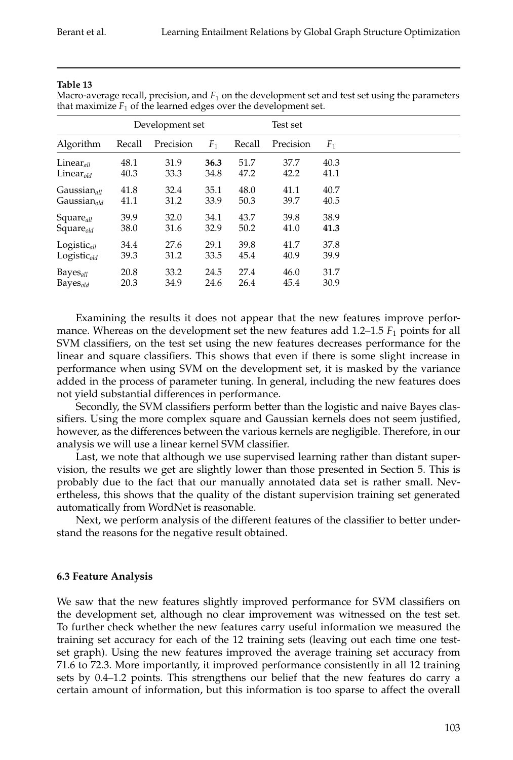**Table 13**
Macro-average recall, precision, and $F_1$ on the development set and test set using the parameters that maximize $F_1$ of the learned edges over the development set.

| | Development set | | | Test set | | |
|---|---|---|---|---|---|---|
| Algorithm | Recall | Precision | $F_1$ | Recall | Precision | $F_1$ |
| $\text{Linear}_{all}$ | 48.1 | 31.9 | **36.3** | 51.7 | 37.7 | 40.3 |
| $\text{Linear}_{old}$ | 40.3 | 33.3 | 34.8 | 47.2 | 42.2 | 41.1 |
| $\text{Gaussian}_{all}$ | 41.8 | 32.4 | 35.1 | 48.0 | 41.1 | 40.7 |
| $\text{Gaussian}_{old}$ | 41.1 | 31.2 | 33.9 | 50.3 | 39.7 | 40.5 |
| $\text{Square}_{all}$ | 39.9 | 32.0 | 34.1 | 43.7 | 39.8 | 38.9 |
| $\text{Square}_{old}$ | 38.0 | 31.6 | 32.9 | 50.2 | 41.0 | **41.3** |
| $\text{Logistic}_{all}$ | 34.4 | 27.6 | 29.1 | 39.8 | 41.7 | 37.8 |
| $\text{Logistic}_{old}$ | 39.3 | 31.2 | 33.5 | 45.4 | 40.9 | 39.9 |
| $\text{Bayes}_{all}$ | 20.8 | 33.2 | 24.5 | 27.4 | 46.0 | 31.7 |
| $\text{Bayes}_{old}$ | 20.3 | 34.9 | 24.6 | 26.4 | 45.4 | 30.9 |

Examining the results it does not appear that the new features improve performance. Whereas on the development set the new features add 1.2–1.5 $F_1$ points for all SVM classifiers, on the test set using the new features decreases performance for the linear and square classifiers. This shows that even if there is some slight increase in performance when using SVM on the development set, it is masked by the variance added in the process of parameter tuning. In general, including the new features does not yield substantial differences in performance.

Secondly, the SVM classifiers perform better than the logistic and naive Bayes classifiers. Using the more complex square and Gaussian kernels does not seem justified, however, as the differences between the various kernels are negligible. Therefore, in our analysis we will use a linear kernel SVM classifier.

Last, we note that although we use supervised learning rather than distant supervision, the results we get are slightly lower than those presented in Section 5. This is probably due to the fact that our manually annotated data set is rather small. Nevertheless, this shows that the quality of the distant supervision training set generated automatically from WordNet is reasonable.

Next, we perform analysis of the different features of the classifier to better understand the reasons for the negative result obtained.

### 6.3 Feature Analysis

We saw that the new features slightly improved performance for SVM classifiers on the development set, although no clear improvement was witnessed on the test set. To further check whether the new features carry useful information we measured the training set accuracy for each of the 12 training sets (leaving out each time one test-set graph). Using the new features improved the average training set accuracy from 71.6 to 72.3. More importantly, it improved performance consistently in all 12 training sets by 0.4–1.2 points. This strengthens our belief that the new features do carry a certain amount of information, but this information is too sparse to affect the overall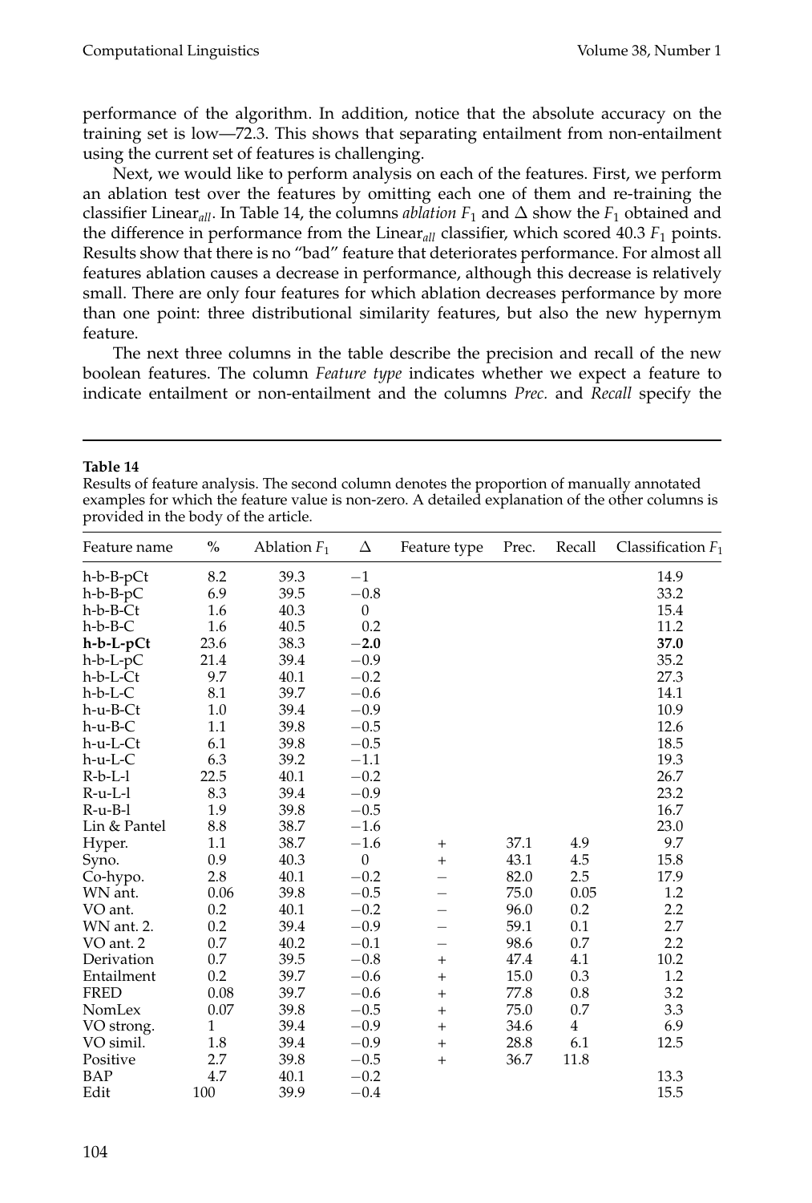performance of the algorithm. In addition, notice that the absolute accuracy on the training set is low—72.3. This shows that separating entailment from non-entailment using the current set of features is challenging.

Next, we would like to perform analysis on each of the features. First, we perform an ablation test over the features by omitting each one of them and re-training the classifier Linear$_{all}$. In Table 14, the columns *ablation* $F_1$ and $\Delta$ show the $F_1$ obtained and the difference in performance from the Linear$_{all}$ classifier, which scored 40.3 $F_1$ points. Results show that there is no "bad" feature that deteriorates performance. For almost all features ablation causes a decrease in performance, although this decrease is relatively small. There are only four features for which ablation decreases performance by more than one point: three distributional similarity features, but also the new hypernym feature.

The next three columns in the table describe the precision and recall of the new boolean features. The column *Feature type* indicates whether we expect a feature to indicate entailment or non-entailment and the columns *Prec.* and *Recall* specify the

**Table 14**

Results of feature analysis. The second column denotes the proportion of manually annotated examples for which the feature value is non-zero. A detailed explanation of the other columns is provided in the body of the article.

| Feature name | % | Ablation $F_1$ | $\Delta$ | Feature type | Prec. | Recall | Classification $F_1$ |
|---|---|---|---|---|---|---|---|
| h-b-B-pCt | 8.2 | 39.3 | −1 | | | | 14.9 |
| h-b-B-pC | 6.9 | 39.5 | −0.8 | | | | 33.2 |
| h-b-B-Ct | 1.6 | 40.3 | 0 | | | | 15.4 |
| h-b-B-C | 1.6 | 40.5 | 0.2 | | | | 11.2 |
| **h-b-L-pCt** | 23.6 | 38.3 | **−2.0** | | | | **37.0** |
| h-b-L-pC | 21.4 | 39.4 | −0.9 | | | | 35.2 |
| h-b-L-Ct | 9.7 | 40.1 | −0.2 | | | | 27.3 |
| h-b-L-C | 8.1 | 39.7 | −0.6 | | | | 14.1 |
| h-u-B-Ct | 1.0 | 39.4 | −0.9 | | | | 10.9 |
| h-u-B-C | 1.1 | 39.8 | −0.5 | | | | 12.6 |
| h-u-L-Ct | 6.1 | 39.8 | −0.5 | | | | 18.5 |
| h-u-L-C | 6.3 | 39.2 | −1.1 | | | | 19.3 |
| R-b-L-l | 22.5 | 40.1 | −0.2 | | | | 26.7 |
| R-u-L-l | 8.3 | 39.4 | −0.9 | | | | 23.2 |
| R-u-B-l | 1.9 | 39.8 | −0.5 | | | | 16.7 |
| Lin & Pantel | 8.8 | 38.7 | −1.6 | | | | 23.0 |
| Hyper. | 1.1 | 38.7 | −1.6 | + | 37.1 | 4.9 | 9.7 |
| Syno. | 0.9 | 40.3 | 0 | + | 43.1 | 4.5 | 15.8 |
| Co-hypo. | 2.8 | 40.1 | −0.2 | − | 82.0 | 2.5 | 17.9 |
| WN ant. | 0.06 | 39.8 | −0.5 | − | 75.0 | 0.05 | 1.2 |
| VO ant. | 0.2 | 40.1 | −0.2 | − | 96.0 | 0.2 | 2.2 |
| WN ant. 2. | 0.2 | 39.4 | −0.9 | − | 59.1 | 0.1 | 2.7 |
| VO ant. 2 | 0.7 | 40.2 | −0.1 | − | 98.6 | 0.7 | 2.2 |
| Derivation | 0.7 | 39.5 | −0.8 | + | 47.4 | 4.1 | 10.2 |
| Entailment | 0.2 | 39.7 | −0.6 | + | 15.0 | 0.3 | 1.2 |
| FRED | 0.08 | 39.7 | −0.6 | + | 77.8 | 0.8 | 3.2 |
| NomLex | 0.07 | 39.8 | −0.5 | + | 75.0 | 0.7 | 3.3 |
| VO strong. | 1 | 39.4 | −0.9 | + | 34.6 | 4 | 6.9 |
| VO simil. | 1.8 | 39.4 | −0.9 | + | 28.8 | 6.1 | 12.5 |
| Positive | 2.7 | 39.8 | −0.5 | + | 36.7 | 11.8 | |
| BAP | 4.7 | 40.1 | −0.2 | | | | 13.3 |
| Edit | 100 | 39.9 | −0.4 | | | | 15.5 |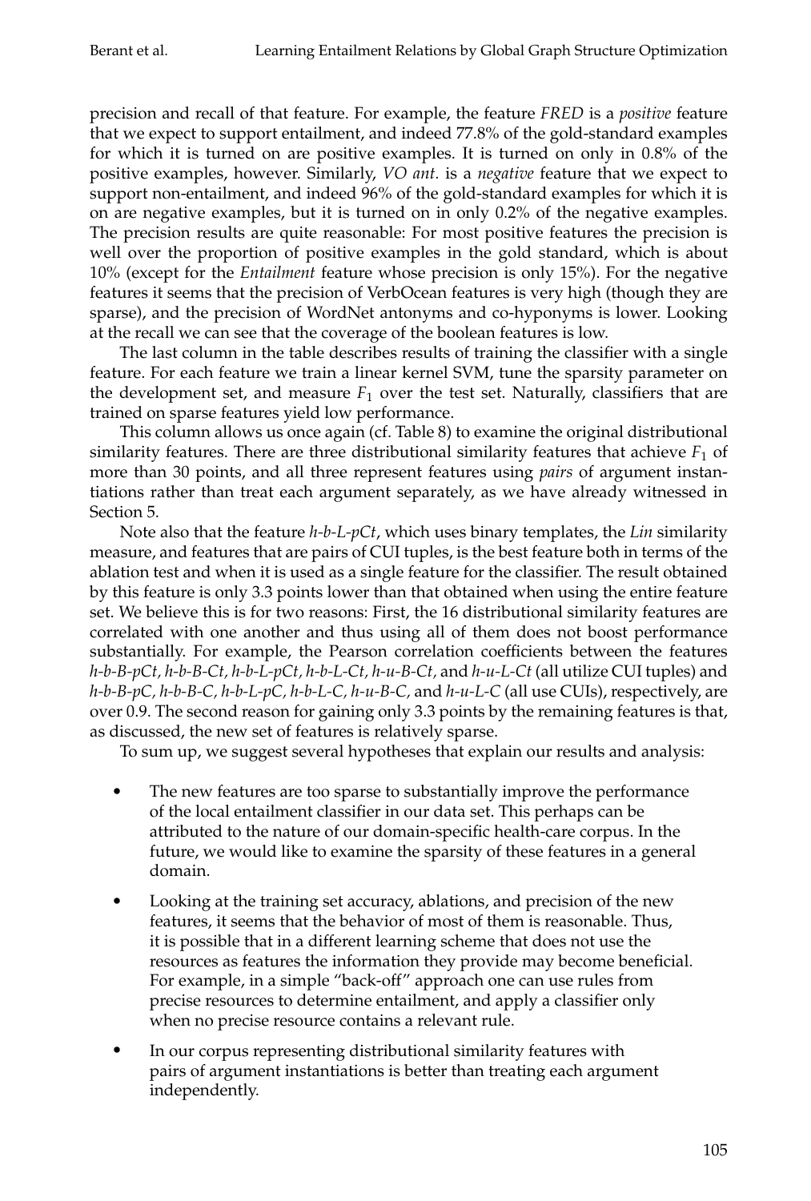precision and recall of that feature. For example, the feature *FRED* is a *positive* feature that we expect to support entailment, and indeed 77.8% of the gold-standard examples for which it is turned on are positive examples. It is turned on only in 0.8% of the positive examples, however. Similarly, *VO ant.* is a *negative* feature that we expect to support non-entailment, and indeed 96% of the gold-standard examples for which it is on are negative examples, but it is turned on in only 0.2% of the negative examples. The precision results are quite reasonable: For most positive features the precision is well over the proportion of positive examples in the gold standard, which is about 10% (except for the *Entailment* feature whose precision is only 15%). For the negative features it seems that the precision of VerbOcean features is very high (though they are sparse), and the precision of WordNet antonyms and co-hyponyms is lower. Looking at the recall we can see that the coverage of the boolean features is low.

The last column in the table describes results of training the classifier with a single feature. For each feature we train a linear kernel SVM, tune the sparsity parameter on the development set, and measure $F_1$ over the test set. Naturally, classifiers that are trained on sparse features yield low performance.

This column allows us once again (cf. Table 8) to examine the original distributional similarity features. There are three distributional similarity features that achieve $F_1$ of more than 30 points, and all three represent features using *pairs* of argument instantiations rather than treat each argument separately, as we have already witnessed in Section 5.

Note also that the feature *h-b-L-pCt*, which uses binary templates, the *Lin* similarity measure, and features that are pairs of CUI tuples, is the best feature both in terms of the ablation test and when it is used as a single feature for the classifier. The result obtained by this feature is only 3.3 points lower than that obtained when using the entire feature set. We believe this is for two reasons: First, the 16 distributional similarity features are correlated with one another and thus using all of them does not boost performance substantially. For example, the Pearson correlation coefficients between the features *h-b-B-pCt, h-b-B-Ct, h-b-L-pCt, h-b-L-Ct, h-u-B-Ct,* and *h-u-L-Ct* (all utilize CUI tuples) and *h-b-B-pC, h-b-B-C, h-b-L-pC, h-b-L-C, h-u-B-C,* and *h-u-L-C* (all use CUIs), respectively, are over 0.9. The second reason for gaining only 3.3 points by the remaining features is that, as discussed, the new set of features is relatively sparse.

To sum up, we suggest several hypotheses that explain our results and analysis:

- The new features are too sparse to substantially improve the performance of the local entailment classifier in our data set. This perhaps can be attributed to the nature of our domain-specific health-care corpus. In the future, we would like to examine the sparsity of these features in a general domain.
- Looking at the training set accuracy, ablations, and precision of the new features, it seems that the behavior of most of them is reasonable. Thus, it is possible that in a different learning scheme that does not use the resources as features the information they provide may become beneficial. For example, in a simple "back-off" approach one can use rules from precise resources to determine entailment, and apply a classifier only when no precise resource contains a relevant rule.
- In our corpus representing distributional similarity features with pairs of argument instantiations is better than treating each argument independently.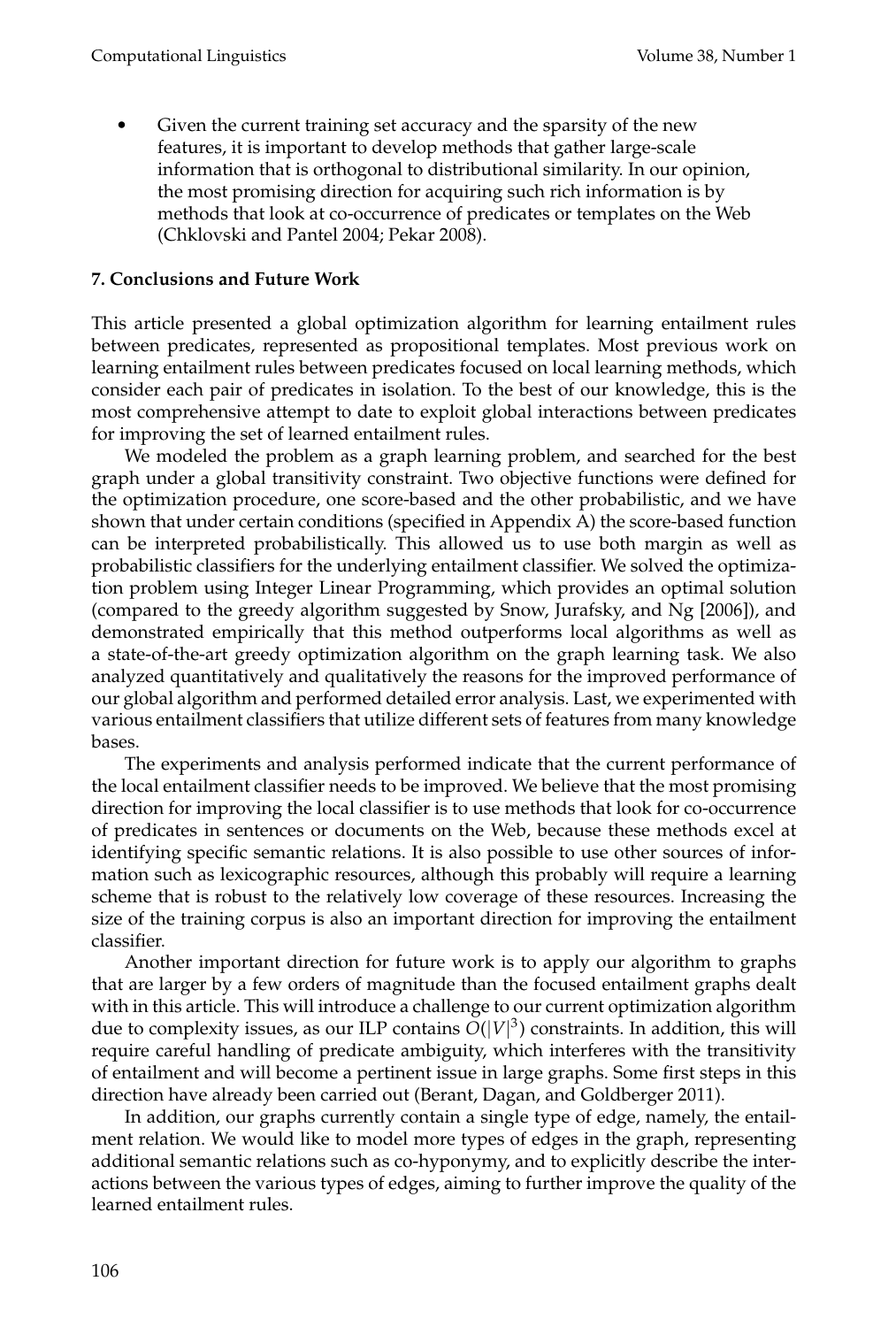- Given the current training set accuracy and the sparsity of the new features, it is important to develop methods that gather large-scale information that is orthogonal to distributional similarity. In our opinion, the most promising direction for acquiring such rich information is by methods that look at co-occurrence of predicates or templates on the Web (Chklovski and Pantel 2004; Pekar 2008).

## 7. Conclusions and Future Work

This article presented a global optimization algorithm for learning entailment rules between predicates, represented as propositional templates. Most previous work on learning entailment rules between predicates focused on local learning methods, which consider each pair of predicates in isolation. To the best of our knowledge, this is the most comprehensive attempt to date to exploit global interactions between predicates for improving the set of learned entailment rules.

We modeled the problem as a graph learning problem, and searched for the best graph under a global transitivity constraint. Two objective functions were defined for the optimization procedure, one score-based and the other probabilistic, and we have shown that under certain conditions (specified in Appendix A) the score-based function can be interpreted probabilistically. This allowed us to use both margin as well as probabilistic classifiers for the underlying entailment classifier. We solved the optimization problem using Integer Linear Programming, which provides an optimal solution (compared to the greedy algorithm suggested by Snow, Jurafsky, and Ng [2006]), and demonstrated empirically that this method outperforms local algorithms as well as a state-of-the-art greedy optimization algorithm on the graph learning task. We also analyzed quantitatively and qualitatively the reasons for the improved performance of our global algorithm and performed detailed error analysis. Last, we experimented with various entailment classifiers that utilize different sets of features from many knowledge bases.

The experiments and analysis performed indicate that the current performance of the local entailment classifier needs to be improved. We believe that the most promising direction for improving the local classifier is to use methods that look for co-occurrence of predicates in sentences or documents on the Web, because these methods excel at identifying specific semantic relations. It is also possible to use other sources of information such as lexicographic resources, although this probably will require a learning scheme that is robust to the relatively low coverage of these resources. Increasing the size of the training corpus is also an important direction for improving the entailment classifier.

Another important direction for future work is to apply our algorithm to graphs that are larger by a few orders of magnitude than the focused entailment graphs dealt with in this article. This will introduce a challenge to our current optimization algorithm due to complexity issues, as our ILP contains $O(|V|^3)$ constraints. In addition, this will require careful handling of predicate ambiguity, which interferes with the transitivity of entailment and will become a pertinent issue in large graphs. Some first steps in this direction have already been carried out (Berant, Dagan, and Goldberger 2011).

In addition, our graphs currently contain a single type of edge, namely, the entailment relation. We would like to model more types of edges in the graph, representing additional semantic relations such as co-hyponymy, and to explicitly describe the interactions between the various types of edges, aiming to further improve the quality of the learned entailment rules.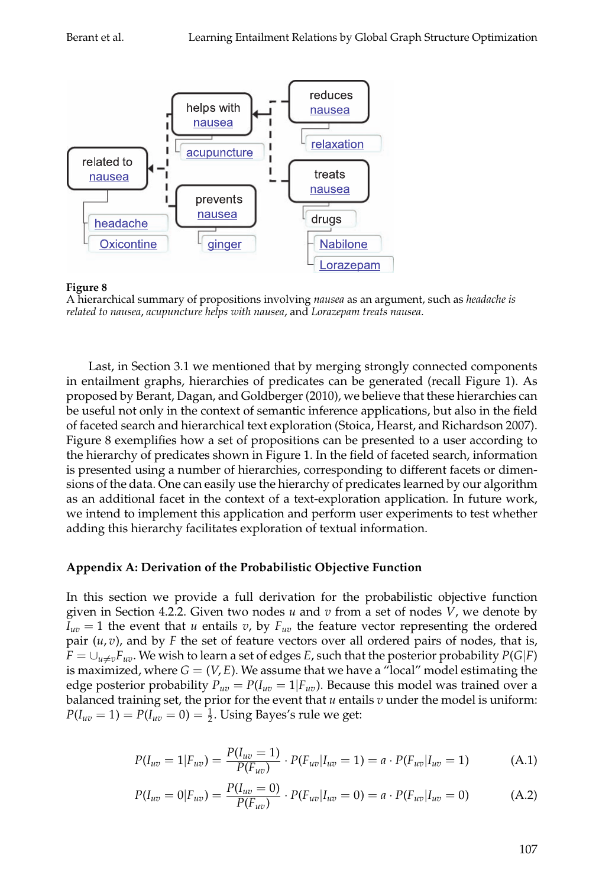**Figure 8**
A hierarchical summary of propositions involving *nausea* as an argument, such as *headache is related to nausea*, *acupuncture helps with nausea*, and *Lorazepam treats nausea*.

Last, in Section 3.1 we mentioned that by merging strongly connected components in entailment graphs, hierarchies of predicates can be generated (recall Figure 1). As proposed by Berant, Dagan, and Goldberger (2010), we believe that these hierarchies can be useful not only in the context of semantic inference applications, but also in the field of faceted search and hierarchical text exploration (Stoica, Hearst, and Richardson 2007). Figure 8 exemplifies how a set of propositions can be presented to a user according to the hierarchy of predicates shown in Figure 1. In the field of faceted search, information is presented using a number of hierarchies, corresponding to different facets or dimensions of the data. One can easily use the hierarchy of predicates learned by our algorithm as an additional facet in the context of a text-exploration application. In future work, we intend to implement this application and perform user experiments to test whether adding this hierarchy facilitates exploration of textual information.

## Appendix A: Derivation of the Probabilistic Objective Function

In this section we provide a full derivation for the probabilistic objective function given in Section 4.2.2. Given two nodes $u$ and $v$ from a set of nodes $V$, we denote by $I_{uv} = 1$ the event that $u$ entails $v$, by $F_{uv}$ the feature vector representing the ordered pair $(u, v)$, and by $F$ the set of feature vectors over all ordered pairs of nodes, that is, $F = \cup_{u \neq v} F_{uv}$. We wish to learn a set of edges $E$, such that the posterior probability $P(G|F)$ is maximized, where $G = (V, E)$. We assume that we have a "local" model estimating the edge posterior probability $P_{uv} = P(I_{uv} = 1|F_{uv})$. Because this model was trained over a balanced training set, the prior for the event that $u$ entails $v$ under the model is uniform: $P(I_{uv} = 1) = P(I_{uv} = 0) = \frac{1}{2}$. Using Bayes's rule we get:

$$P(I_{uv} = 1|F_{uv}) = \frac{P(I_{uv} = 1)}{P(F_{uv})} \cdot P(F_{uv}|I_{uv} = 1) = a \cdot P(F_{uv}|I_{uv} = 1) \tag{A.1}$$

$$P(I_{uv} = 0|F_{uv}) = \frac{P(I_{uv} = 0)}{P(F_{uv})} \cdot P(F_{uv}|I_{uv} = 0) = a \cdot P(F_{uv}|I_{uv} = 0) \tag{A.2}$$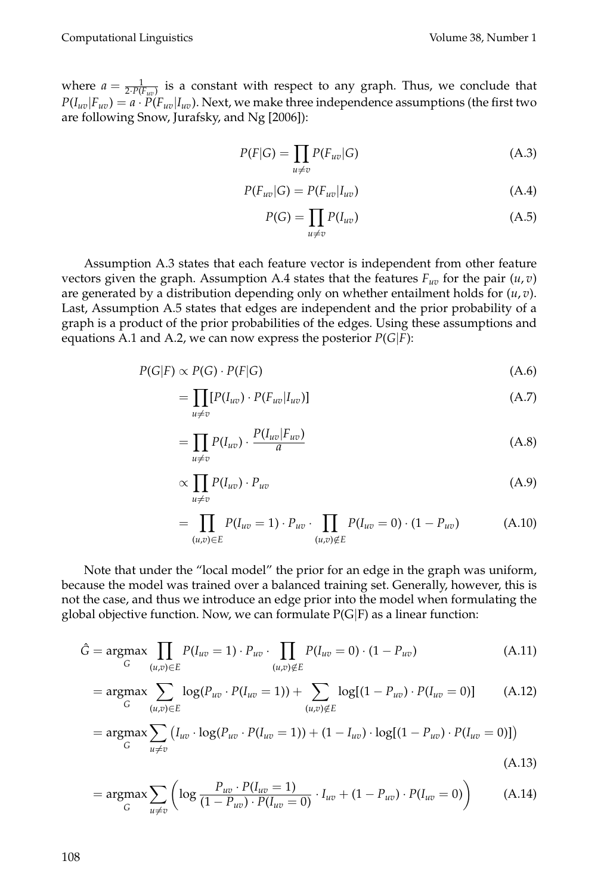where $a = \frac{1}{2 \cdot P(F_{uv})}$ is a constant with respect to any graph. Thus, we conclude that $P(I_{uv}|F_{uv}) = a \cdot P(F_{uv}|I_{uv})$. Next, we make three independence assumptions (the first two are following Snow, Jurafsky, and Ng [2006]):

$$P(F|G) = \prod_{u \neq v} P(F_{uv}|G) \tag{A.3}$$

$$P(F_{uv}|G) = P(F_{uv}|I_{uv}) \tag{A.4}$$

$$P(G) = \prod_{u \neq v} P(I_{uv}) \tag{A.5}$$

Assumption A.3 states that each feature vector is independent from other feature vectors given the graph. Assumption A.4 states that the features $F_{uv}$ for the pair $(u, v)$ are generated by a distribution depending only on whether entailment holds for $(u, v)$. Last, Assumption A.5 states that edges are independent and the prior probability of a graph is a product of the prior probabilities of the edges. Using these assumptions and equations A.1 and A.2, we can now express the posterior $P(G|F)$:

$$P(G|F) \propto P(G) \cdot P(F|G) \tag{A.6}$$

$$= \prod_{u \neq v} [P(I_{uv}) \cdot P(F_{uv}|I_{uv})] \tag{A.7}$$

$$= \prod_{u \neq v} P(I_{uv}) \cdot \frac{P(I_{uv}|F_{uv})}{a} \tag{A.8}$$

$$\propto \prod_{u \neq v} P(I_{uv}) \cdot P_{uv} \tag{A.9}$$

$$= \prod_{(u,v) \in E} P(I_{uv} = 1) \cdot P_{uv} \cdot \prod_{(u,v) \notin E} P(I_{uv} = 0) \cdot (1 - P_{uv}) \tag{A.10}$$

Note that under the "local model" the prior for an edge in the graph was uniform, because the model was trained over a balanced training set. Generally, however, this is not the case, and thus we introduce an edge prior into the model when formulating the global objective function. Now, we can formulate P(G|F) as a linear function:

$$\hat{G} = \operatorname*{argmax}_G \prod_{(u,v) \in E} P(I_{uv} = 1) \cdot P_{uv} \cdot \prod_{(u,v) \notin E} P(I_{uv} = 0) \cdot (1 - P_{uv}) \tag{A.11}$$

$$= \operatorname*{argmax}_G \sum_{(u,v) \in E} \log(P_{uv} \cdot P(I_{uv} = 1)) + \sum_{(u,v) \notin E} \log[(1 - P_{uv}) \cdot P(I_{uv} = 0)] \tag{A.12}$$

$$= \operatorname*{argmax}_G \sum_{u \neq v} \left( I_{uv} \cdot \log(P_{uv} \cdot P(I_{uv} = 1)) + (1 - I_{uv}) \cdot \log[(1 - P_{uv}) \cdot P(I_{uv} = 0)] \right) \tag{A.13}$$

$$= \operatorname*{argmax}_G \sum_{u \neq v} \left( \log \frac{P_{uv} \cdot P(I_{uv} = 1)}{(1 - P_{uv}) \cdot P(I_{uv} = 0)} \cdot I_{uv} + (1 - P_{uv}) \cdot P(I_{uv} = 0) \right) \tag{A.14}$$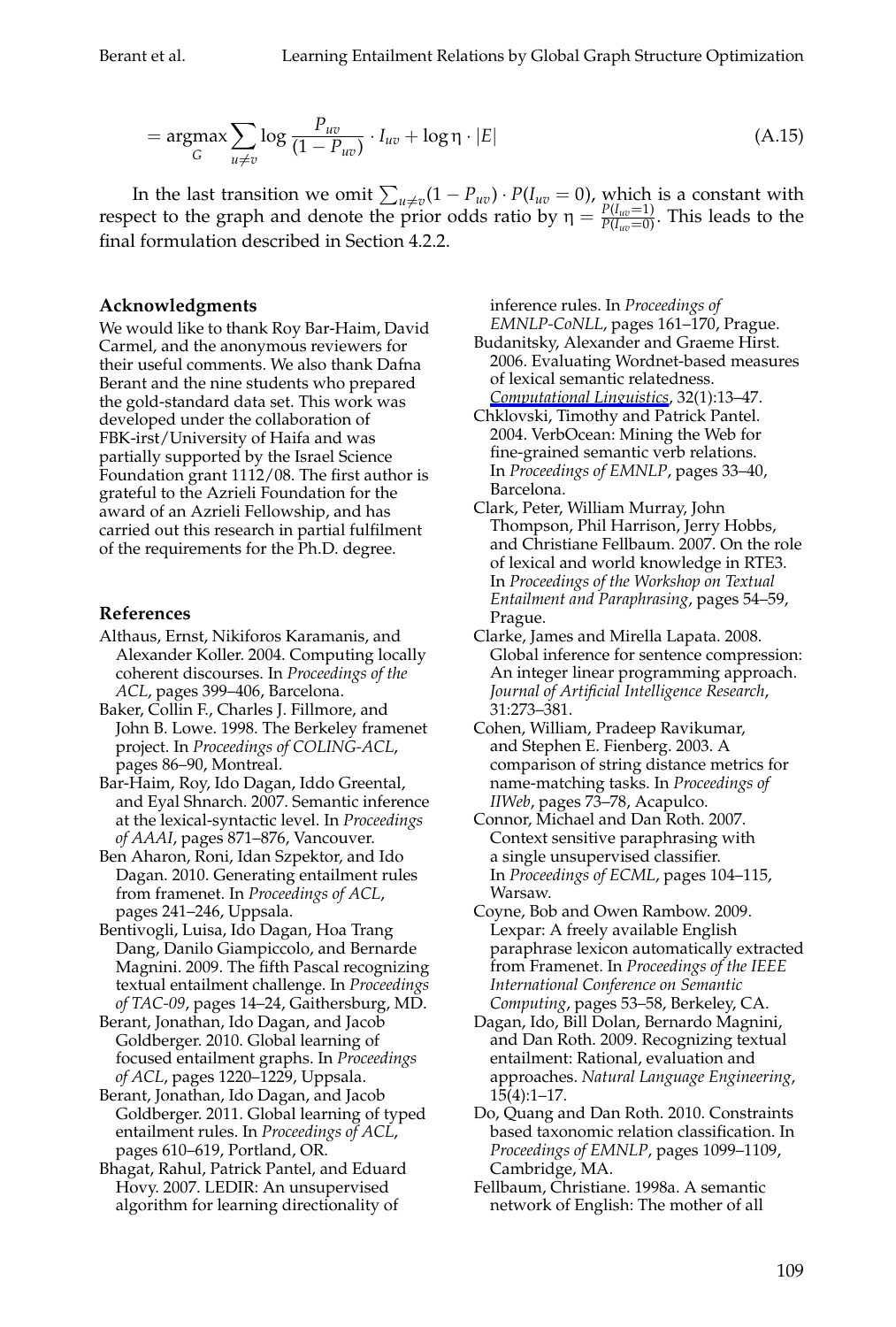$$= \underset{G}{\operatorname{argmax}} \sum_{u \neq v} \log \frac{P_{uv}}{(1 - P_{uv})} \cdot I_{uv} + \log \eta \cdot |E| \tag{A.15}$$

In the last transition we omit $\sum_{u \neq v}(1 - P_{uv}) \cdot P(I_{uv} = 0)$, which is a constant with respect to the graph and denote the prior odds ratio by $\eta = \frac{P(I_{uv}=1)}{P(I_{uv}=0)}$. This leads to the final formulation described in Section 4.2.2.

## Acknowledgments

We would like to thank Roy Bar-Haim, David Carmel, and the anonymous reviewers for their useful comments. We also thank Dafna Berant and the nine students who prepared the gold-standard data set. This work was developed under the collaboration of FBK-irst/University of Haifa and was partially supported by the Israel Science Foundation grant 1112/08. The first author is grateful to the Azrieli Foundation for the award of an Azrieli Fellowship, and has carried out this research in partial fulfilment of the requirements for the Ph.D. degree.

## References

Althaus, Ernst, Nikiforos Karamanis, and Alexander Koller. 2004. Computing locally coherent discourses. In *Proceedings of the ACL*, pages 399–406, Barcelona.

Baker, Collin F., Charles J. Fillmore, and John B. Lowe. 1998. The Berkeley framenet project. In *Proceedings of COLING-ACL*, pages 86–90, Montreal.

Bar-Haim, Roy, Ido Dagan, Iddo Greental, and Eyal Shnarch. 2007. Semantic inference at the lexical-syntactic level. In *Proceedings of AAAI*, pages 871–876, Vancouver.

Ben Aharon, Roni, Idan Szpektor, and Ido Dagan. 2010. Generating entailment rules from framenet. In *Proceedings of ACL*, pages 241–246, Uppsala.

Bentivogli, Luisa, Ido Dagan, Hoa Trang Dang, Danilo Giampiccolo, and Bernarde Magnini. 2009. The fifth Pascal recognizing textual entailment challenge. In *Proceedings of TAC-09*, pages 14–24, Gaithersburg, MD.

Berant, Jonathan, Ido Dagan, and Jacob Goldberger. 2010. Global learning of focused entailment graphs. In *Proceedings of ACL*, pages 1220–1229, Uppsala.

Berant, Jonathan, Ido Dagan, and Jacob Goldberger. 2011. Global learning of typed entailment rules. In *Proceedings of ACL*, pages 610–619, Portland, OR.

Bhagat, Rahul, Patrick Pantel, and Eduard Hovy. 2007. LEDIR: An unsupervised algorithm for learning directionality of inference rules. In *Proceedings of EMNLP-CoNLL*, pages 161–170, Prague.

Budanitsky, Alexander and Graeme Hirst. 2006. Evaluating Wordnet-based measures of lexical semantic relatedness. *Computational Linguistics*, 32(1):13–47.

Chklovski, Timothy and Patrick Pantel. 2004. VerbOcean: Mining the Web for fine-grained semantic verb relations. In *Proceedings of EMNLP*, pages 33–40, Barcelona.

Clark, Peter, William Murray, John Thompson, Phil Harrison, Jerry Hobbs, and Christiane Fellbaum. 2007. On the role of lexical and world knowledge in RTE3. In *Proceedings of the Workshop on Textual Entailment and Paraphrasing*, pages 54–59, Prague.

Clarke, James and Mirella Lapata. 2008. Global inference for sentence compression: An integer linear programming approach. *Journal of Artificial Intelligence Research*, 31:273–381.

Cohen, William, Pradeep Ravikumar, and Stephen E. Fienberg. 2003. A comparison of string distance metrics for name-matching tasks. In *Proceedings of IIWeb*, pages 73–78, Acapulco.

Connor, Michael and Dan Roth. 2007. Context sensitive paraphrasing with a single unsupervised classifier. In *Proceedings of ECML*, pages 104–115, Warsaw.

Coyne, Bob and Owen Rambow. 2009. Lexpar: A freely available English paraphrase lexicon automatically extracted from Framenet. In *Proceedings of the IEEE International Conference on Semantic Computing*, pages 53–58, Berkeley, CA.

Dagan, Ido, Bill Dolan, Bernardo Magnini, and Dan Roth. 2009. Recognizing textual entailment: Rational, evaluation and approaches. *Natural Language Engineering*, 15(4):1–17.

Do, Quang and Dan Roth. 2010. Constraints based taxonomic relation classification. In *Proceedings of EMNLP*, pages 1099–1109, Cambridge, MA.

Fellbaum, Christiane. 1998a. A semantic network of English: The mother of all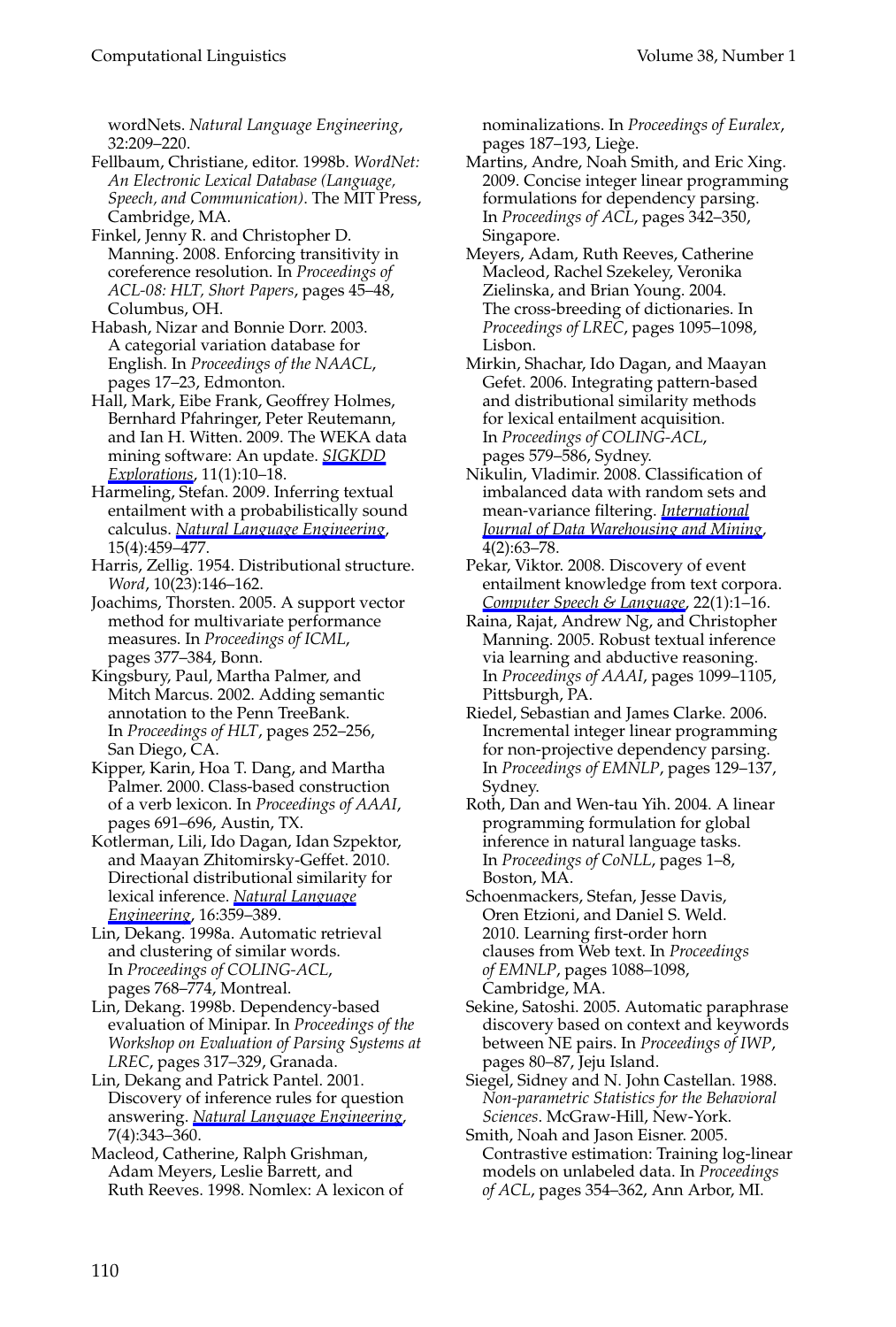wordNets. *Natural Language Engineering*, 32:209–220.

Fellbaum, Christiane, editor. 1998b. *WordNet: An Electronic Lexical Database (Language, Speech, and Communication)*. The MIT Press, Cambridge, MA.

Finkel, Jenny R. and Christopher D. Manning. 2008. Enforcing transitivity in coreference resolution. In *Proceedings of ACL-08: HLT, Short Papers*, pages 45–48, Columbus, OH.

Habash, Nizar and Bonnie Dorr. 2003. A categorial variation database for English. In *Proceedings of the NAACL*, pages 17–23, Edmonton.

Hall, Mark, Eibe Frank, Geoffrey Holmes, Bernhard Pfahringer, Peter Reutemann, and Ian H. Witten. 2009. The WEKA data mining software: An update. *SIGKDD Explorations*, 11(1):10–18.

Harmeling, Stefan. 2009. Inferring textual entailment with a probabilistically sound calculus. *Natural Language Engineering*, 15(4):459–477.

Harris, Zellig. 1954. Distributional structure. *Word*, 10(23):146–162.

Joachims, Thorsten. 2005. A support vector method for multivariate performance measures. In *Proceedings of ICML*, pages 377–384, Bonn.

Kingsbury, Paul, Martha Palmer, and Mitch Marcus. 2002. Adding semantic annotation to the Penn TreeBank. In *Proceedings of HLT*, pages 252–256, San Diego, CA.

Kipper, Karin, Hoa T. Dang, and Martha Palmer. 2000. Class-based construction of a verb lexicon. In *Proceedings of AAAI*, pages 691–696, Austin, TX.

Kotlerman, Lili, Ido Dagan, Idan Szpektor, and Maayan Zhitomirsky-Geffet. 2010. Directional distributional similarity for lexical inference. *Natural Language Engineering*, 16:359–389.

Lin, Dekang. 1998a. Automatic retrieval and clustering of similar words. In *Proceedings of COLING-ACL*, pages 768–774, Montreal.

Lin, Dekang. 1998b. Dependency-based evaluation of Minipar. In *Proceedings of the Workshop on Evaluation of Parsing Systems at LREC*, pages 317–329, Granada.

Lin, Dekang and Patrick Pantel. 2001. Discovery of inference rules for question answering. *Natural Language Engineering*, 7(4):343–360.

Macleod, Catherine, Ralph Grishman, Adam Meyers, Leslie Barrett, and Ruth Reeves. 1998. Nomlex: A lexicon of nominalizations. In *Proceedings of Euralex*, pages 187–193, Liège.

Martins, Andre, Noah Smith, and Eric Xing. 2009. Concise integer linear programming formulations for dependency parsing. In *Proceedings of ACL*, pages 342–350, Singapore.

Meyers, Adam, Ruth Reeves, Catherine Macleod, Rachel Szekeley, Veronika Zielinska, and Brian Young. 2004. The cross-breeding of dictionaries. In *Proceedings of LREC*, pages 1095–1098, Lisbon.

Mirkin, Shachar, Ido Dagan, and Maayan Gefet. 2006. Integrating pattern-based and distributional similarity methods for lexical entailment acquisition. In *Proceedings of COLING-ACL*, pages 579–586, Sydney.

Nikulin, Vladimir. 2008. Classification of imbalanced data with random sets and mean-variance filtering. *International Journal of Data Warehousing and Mining*, 4(2):63–78.

Pekar, Viktor. 2008. Discovery of event entailment knowledge from text corpora. *Computer Speech & Language*, 22(1):1–16.

Raina, Rajat, Andrew Ng, and Christopher Manning. 2005. Robust textual inference via learning and abductive reasoning. In *Proceedings of AAAI*, pages 1099–1105, Pittsburgh, PA.

Riedel, Sebastian and James Clarke. 2006. Incremental integer linear programming for non-projective dependency parsing. In *Proceedings of EMNLP*, pages 129–137, Sydney.

Roth, Dan and Wen-tau Yih. 2004. A linear programming formulation for global inference in natural language tasks. In *Proceedings of CoNLL*, pages 1–8, Boston, MA.

Schoenmackers, Stefan, Jesse Davis, Oren Etzioni, and Daniel S. Weld. 2010. Learning first-order horn clauses from Web text. In *Proceedings of EMNLP*, pages 1088–1098, Cambridge, MA.

Sekine, Satoshi. 2005. Automatic paraphrase discovery based on context and keywords between NE pairs. In *Proceedings of IWP*, pages 80–87, Jeju Island.

Siegel, Sidney and N. John Castellan. 1988. *Non-parametric Statistics for the Behavioral Sciences*. McGraw-Hill, New-York.

Smith, Noah and Jason Eisner. 2005. Contrastive estimation: Training log-linear models on unlabeled data. In *Proceedings of ACL*, pages 354–362, Ann Arbor, MI.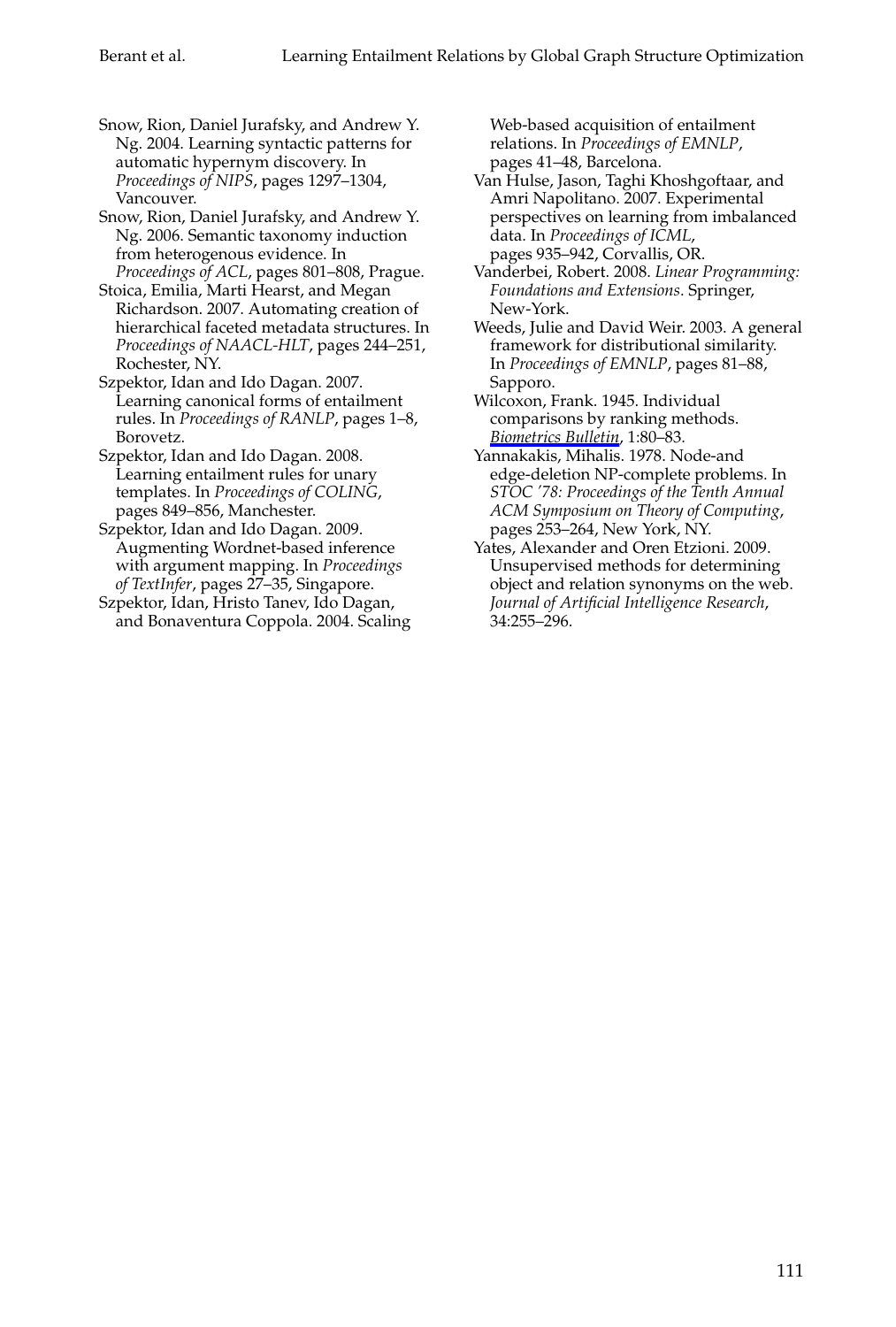Snow, Rion, Daniel Jurafsky, and Andrew Y. Ng. 2004. Learning syntactic patterns for automatic hypernym discovery. In *Proceedings of NIPS*, pages 1297–1304, Vancouver.

Snow, Rion, Daniel Jurafsky, and Andrew Y. Ng. 2006. Semantic taxonomy induction from heterogenous evidence. In *Proceedings of ACL*, pages 801–808, Prague.

Stoica, Emilia, Marti Hearst, and Megan Richardson. 2007. Automating creation of hierarchical faceted metadata structures. In *Proceedings of NAACL-HLT*, pages 244–251, Rochester, NY.

Szpektor, Idan and Ido Dagan. 2007. Learning canonical forms of entailment rules. In *Proceedings of RANLP*, pages 1–8, Borovetz.

Szpektor, Idan and Ido Dagan. 2008. Learning entailment rules for unary templates. In *Proceedings of COLING*, pages 849–856, Manchester.

Szpektor, Idan and Ido Dagan. 2009. Augmenting Wordnet-based inference with argument mapping. In *Proceedings of TextInfer*, pages 27–35, Singapore.

Szpektor, Idan, Hristo Tanev, Ido Dagan, and Bonaventura Coppola. 2004. Scaling Web-based acquisition of entailment relations. In *Proceedings of EMNLP*, pages 41–48, Barcelona.

Van Hulse, Jason, Taghi Khoshgoftaar, and Amri Napolitano. 2007. Experimental perspectives on learning from imbalanced data. In *Proceedings of ICML*, pages 935–942, Corvallis, OR.

Vanderbei, Robert. 2008. *Linear Programming: Foundations and Extensions*. Springer, New-York.

Weeds, Julie and David Weir. 2003. A general framework for distributional similarity. In *Proceedings of EMNLP*, pages 81–88, Sapporo.

Wilcoxon, Frank. 1945. Individual comparisons by ranking methods. *Biometrics Bulletin*, 1:80–83.

Yannakakis, Mihalis. 1978. Node-and edge-deletion NP-complete problems. In *STOC '78: Proceedings of the Tenth Annual ACM Symposium on Theory of Computing*, pages 253–264, New York, NY.

Yates, Alexander and Oren Etzioni. 2009. Unsupervised methods for determining object and relation synonyms on the web. *Journal of Artificial Intelligence Research*, 34:255–296.